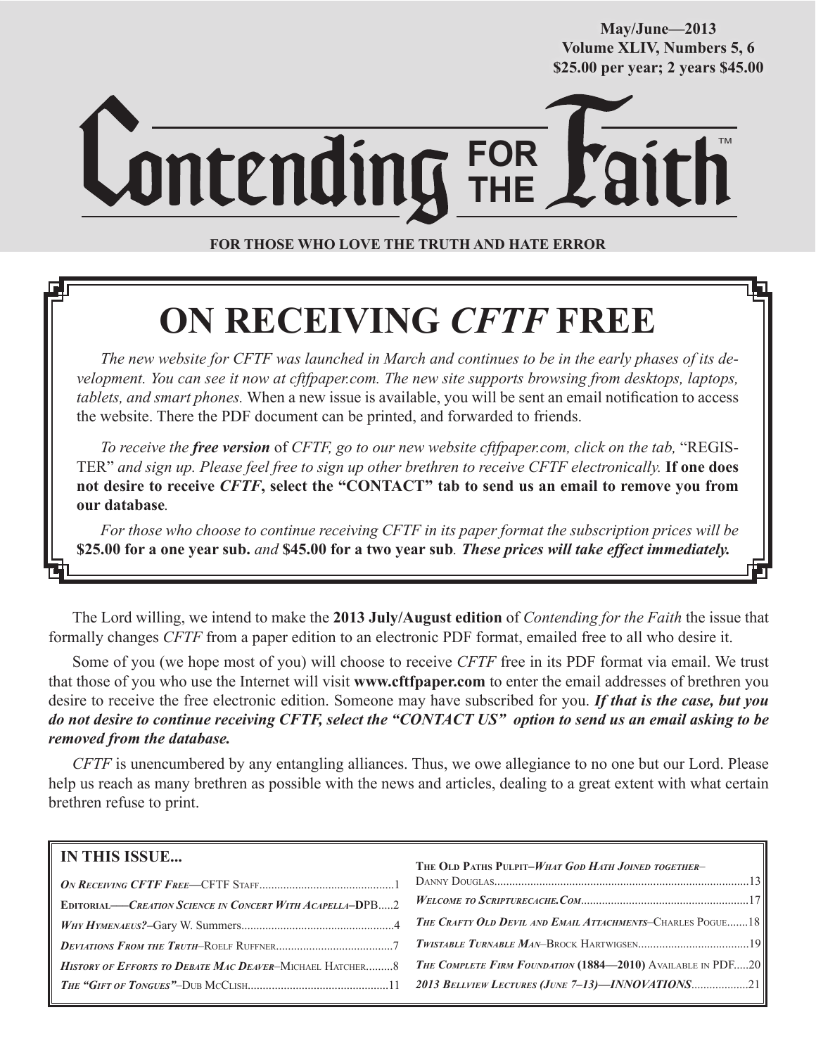May/June—2013
Volume XLIV, Numbers 5, 6
$25.00 per year; 2 years $45.00

# Contending FOR THE Faith™

**FOR THOSE WHO LOVE THE TRUTH AND HATE ERROR**

## ON RECEIVING *CFTF* FREE

*The new website for CFTF was launched in March and continues to be in the early phases of its development. You can see it now at cftfpaper.com. The new site supports browsing from desktops, laptops, tablets, and smart phones.* When a new issue is available, you will be sent an email notification to access the website. There the PDF document can be printed, and forwarded to friends.

*To receive the **free version** of CFTF, go to our new website cftfpaper.com, click on the tab,* "REGISTER" *and sign up. Please feel free to sign up other brethren to receive CFTF electronically.* **If one does not desire to receive *CFTF*, select the "CONTACT" tab to send us an email to remove you from our database***.*

*For those who choose to continue receiving CFTF in its paper format the subscription prices will be* **$25.00 for a one year sub.** *and* **$45.00 for a two year sub***. **These prices will take effect immediately.***

The Lord willing, we intend to make the **2013 July/August edition** of *Contending for the Faith* the issue that formally changes *CFTF* from a paper edition to an electronic PDF format, emailed free to all who desire it.

Some of you (we hope most of you) will choose to receive *CFTF* free in its PDF format via email. We trust that those of you who use the Internet will visit **www.cftfpaper.com** to enter the email addresses of brethren you desire to receive the free electronic edition. Someone may have subscribed for you. ***If that is the case, but you do not desire to continue receiving CFTF, select the "CONTACT US" option to send us an email asking to be removed from the database.***

*CFTF* is unencumbered by any entangling alliances. Thus, we owe allegiance to no one but our Lord. Please help us reach as many brethren as possible with the news and articles, dealing to a great extent with what certain brethren refuse to print.

### IN THIS ISSUE...

*On Receiving CFTF Free*—CFTF Staff....1
Editorial—*Creation Science in Concert With Acapella*–DPB....2
*Why Hymenaeus?*–Gary W. Summers....4
*Deviations From the Truth*–Roelf Ruffner....7
*History of Efforts to Debate Mac Deaver*–Michael Hatcher....8
*The "Gift of Tongues"*–Dub McClish....11
The Old Paths Pulpit–*What God Hath Joined together*–Danny Douglas....13
*Welcome to Scripturecache.Com*....17
*The Crafty Old Devil and Email Attachments*–Charles Pogue....18
*Twistable Turnable Man*–Brock Hartwigsen....19
*The Complete Firm Foundation* **(1884—2010)** Available in PDF....20
***2013 Bellview Lectures (June 7–13)—INNOVATIONS***....21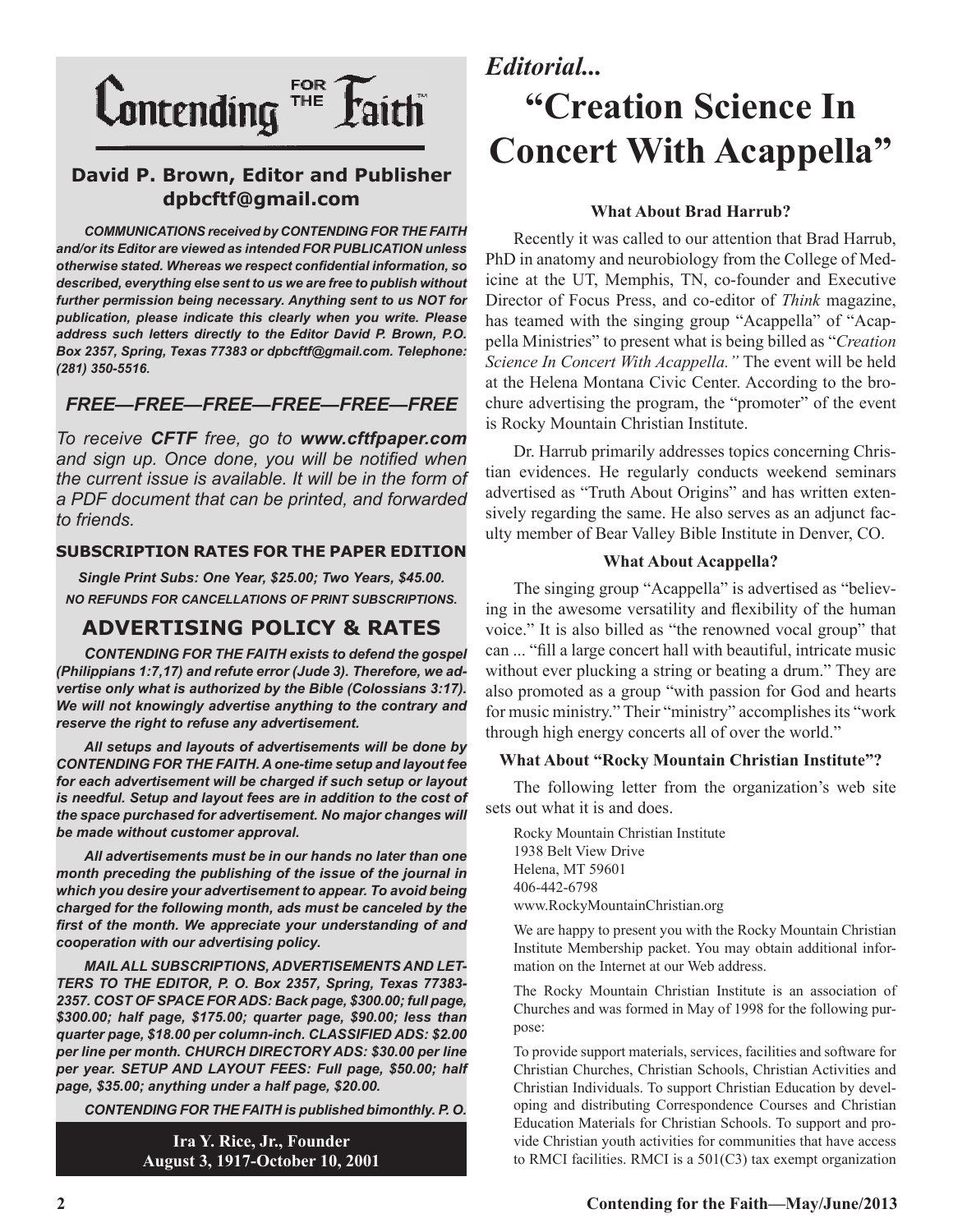# Contending FOR THE Faith™

**David P. Brown, Editor and Publisher**
**dpbcftf@gmail.com**

***COMMUNICATIONS received by CONTENDING FOR THE FAITH and/or its Editor are viewed as intended FOR PUBLICATION unless otherwise stated. Whereas we respect confidential information, so described, everything else sent to us we are free to publish without further permission being necessary. Anything sent to us NOT for publication, please indicate this clearly when you write. Please address such letters directly to the Editor David P. Brown, P.O. Box 2357, Spring, Texas 77383 or dpbcftf@gmail.com. Telephone: (281) 350-5516.***

## *FREE—FREE—FREE—FREE—FREE—FREE*

*To receive **CFTF** free, go to **www.cftfpaper.com** and sign up. Once done, you will be notified when the current issue is available. It will be in the form of a PDF document that can be printed, and forwarded to friends.*

### SUBSCRIPTION RATES FOR THE PAPER EDITION

***Single Print Subs: One Year, $25.00; Two Years, $45.00.***

***NO REFUNDS FOR CANCELLATIONS OF PRINT SUBSCRIPTIONS.***

## ADVERTISING POLICY & RATES

***CONTENDING FOR THE FAITH exists to defend the gospel (Philippians 1:7,17) and refute error (Jude 3). Therefore, we advertise only what is authorized by the Bible (Colossians 3:17). We will not knowingly advertise anything to the contrary and reserve the right to refuse any advertisement.***

***All setups and layouts of advertisements will be done by CONTENDING FOR THE FAITH. A one-time setup and layout fee for each advertisement will be charged if such setup or layout is needful. Setup and layout fees are in addition to the cost of the space purchased for advertisement. No major changes will be made without customer approval.***

***All advertisements must be in our hands no later than one month preceding the publishing of the issue of the journal in which you desire your advertisement to appear. To avoid being charged for the following month, ads must be canceled by the first of the month. We appreciate your understanding of and cooperation with our advertising policy.***

***MAIL ALL SUBSCRIPTIONS, ADVERTISEMENTS AND LETTERS TO THE EDITOR, P. O. Box 2357, Spring, Texas 77383-2357. COST OF SPACE FOR ADS: Back page, $300.00; full page, $300.00; half page, $175.00; quarter page, $90.00; less than quarter page, $18.00 per column-inch. CLASSIFIED ADS: $2.00 per line per month. CHURCH DIRECTORY ADS: $30.00 per line per year. SETUP AND LAYOUT FEES: Full page, $50.00; half page, $35.00; anything under a half page, $20.00.***

***CONTENDING FOR THE FAITH is published bimonthly. P. O.***

**Ira Y. Rice, Jr., Founder**
**August 3, 1917-October 10, 2001**

*Editorial...*

# "Creation Science In Concert With Acappella"

### What About Brad Harrub?

Recently it was called to our attention that Brad Harrub, PhD in anatomy and neurobiology from the College of Medicine at the UT, Memphis, TN, co-founder and Executive Director of Focus Press, and co-editor of *Think* magazine, has teamed with the singing group "Acappella" of "Acappella Ministries" to present what is being billed as "*Creation Science In Concert With Acappella.*" The event will be held at the Helena Montana Civic Center. According to the brochure advertising the program, the "promoter" of the event is Rocky Mountain Christian Institute.

Dr. Harrub primarily addresses topics concerning Christian evidences. He regularly conducts weekend seminars advertised as "Truth About Origins" and has written extensively regarding the same. He also serves as an adjunct faculty member of Bear Valley Bible Institute in Denver, CO.

### What About Acappella?

The singing group "Acappella" is advertised as "believing in the awesome versatility and flexibility of the human voice." It is also billed as "the renowned vocal group" that can ... "fill a large concert hall with beautiful, intricate music without ever plucking a string or beating a drum." They are also promoted as a group "with passion for God and hearts for music ministry." Their "ministry" accomplishes its "work through high energy concerts all of over the world."

### What About "Rocky Mountain Christian Institute"?

The following letter from the organization's web site sets out what it is and does.

> Rocky Mountain Christian Institute
> 1938 Belt View Drive
> Helena, MT 59601
> 406-442-6798
> www.RockyMountainChristian.org
>
> We are happy to present you with the Rocky Mountain Christian Institute Membership packet. You may obtain additional information on the Internet at our Web address.
>
> The Rocky Mountain Christian Institute is an association of Churches and was formed in May of 1998 for the following purpose:
>
> To provide support materials, services, facilities and software for Christian Churches, Christian Schools, Christian Activities and Christian Individuals. To support Christian Education by developing and distributing Correspondence Courses and Christian Education Materials for Christian Schools. To support and provide Christian youth activities for communities that have access to RMCI facilities. RMCI is a 501(C3) tax exempt organization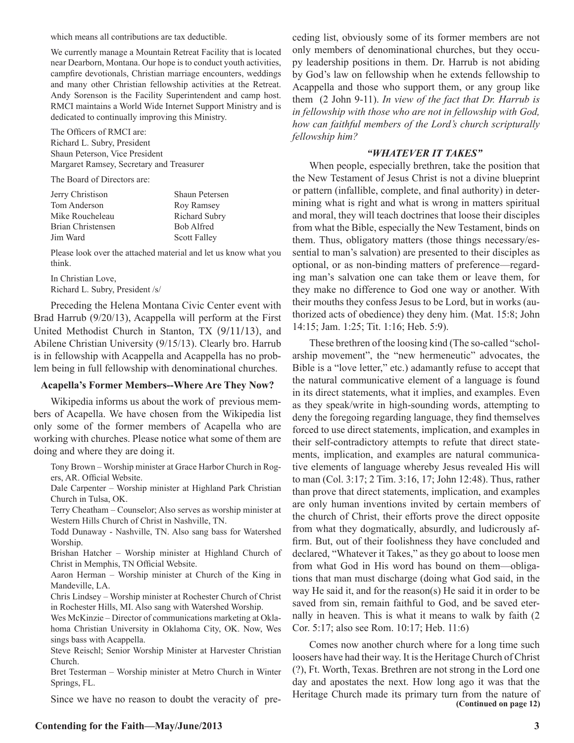which means all contributions are tax deductible.

We currently manage a Mountain Retreat Facility that is located near Dearborn, Montana. Our hope is to conduct youth activities, campfire devotionals, Christian marriage encounters, weddings and many other Christian fellowship activities at the Retreat. Andy Sorenson is the Facility Superintendent and camp host. RMCI maintains a World Wide Internet Support Ministry and is dedicated to continually improving this Ministry.

The Officers of RMCI are:
Richard L. Subry, President
Shaun Peterson, Vice President
Margaret Ramsey, Secretary and Treasurer

The Board of Directors are:

| | |
|---|---|
| Jerry Christison | Shaun Petersen |
| Tom Anderson | Roy Ramsey |
| Mike Roucheleau | Richard Subry |
| Brian Christensen | Bob Alfred |
| Jim Ward | Scott Falley |

Please look over the attached material and let us know what you think.

In Christian Love,
Richard L. Subry, President /s/

Preceding the Helena Montana Civic Center event with Brad Harrub (9/20/13), Acappella will perform at the First United Methodist Church in Stanton, TX (9/11/13), and Abilene Christian University (9/15/13). Clearly bro. Harrub is in fellowship with Acappella and Acappella has no problem being in full fellowship with denominational churches.

**Acapella's Former Members--Where Are They Now?**

Wikipedia informs us about the work of previous members of Acapella. We have chosen from the Wikipedia list only some of the former members of Acapella who are working with churches. Please notice what some of them are doing and where they are doing it.

Tony Brown – Worship minister at Grace Harbor Church in Rogers, AR. Official Website.
Dale Carpenter – Worship minister at Highland Park Christian Church in Tulsa, OK.
Terry Cheatham – Counselor; Also serves as worship minister at Western Hills Church of Christ in Nashville, TN.
Todd Dunaway - Nashville, TN. Also sang bass for Watershed Worship.
Brishan Hatcher – Worship minister at Highland Church of Christ in Memphis, TN Official Website.
Aaron Herman – Worship minister at Church of the King in Mandeville, LA.
Chris Lindsey – Worship minister at Rochester Church of Christ in Rochester Hills, MI. Also sang with Watershed Worship.
Wes McKinzie – Director of communications marketing at Oklahoma Christian University in Oklahoma City, OK. Now, Wes sings bass with Acappella.
Steve Reischl; Senior Worship Minister at Harvester Christian Church.
Bret Testerman – Worship minister at Metro Church in Winter Springs, FL.

Since we have no reason to doubt the veracity of preceding list, obviously some of its former members are not only members of denominational churches, but they occupy leadership positions in them. Dr. Harrub is not abiding by God's law on fellowship when he extends fellowship to Acappella and those who support them, or any group like them (2 John 9-11). *In view of the fact that Dr. Harrub is in fellowship with those who are not in fellowship with God, how can faithful members of the Lord's church scripturally fellowship him?*

### *"WHATEVER IT TAKES"*

When people, especially brethren, take the position that the New Testament of Jesus Christ is not a divine blueprint or pattern (infallible, complete, and final authority) in determining what is right and what is wrong in matters spiritual and moral, they will teach doctrines that loose their disciples from what the Bible, especially the New Testament, binds on them. Thus, obligatory matters (those things necessary/essential to man's salvation) are presented to their disciples as optional, or as non-binding matters of preference—regarding man's salvation one can take them or leave them, for they make no difference to God one way or another. With their mouths they confess Jesus to be Lord, but in works (authorized acts of obedience) they deny him. (Mat. 15:8; John 14:15; Jam. 1:25; Tit. 1:16; Heb. 5:9).

These brethren of the loosing kind (The so-called "scholarship movement", the "new hermeneutic" advocates, the Bible is a "love letter," etc.) adamantly refuse to accept that the natural communicative element of a language is found in its direct statements, what it implies, and examples. Even as they speak/write in high-sounding words, attempting to deny the foregoing regarding language, they find themselves forced to use direct statements, implication, and examples in their self-contradictory attempts to refute that direct statements, implication, and examples are natural communicative elements of language whereby Jesus revealed His will to man (Col. 3:17; 2 Tim. 3:16, 17; John 12:48). Thus, rather than prove that direct statements, implication, and examples are only human inventions invited by certain members of the church of Christ, their efforts prove the direct opposite from what they dogmatically, absurdly, and ludicrously affirm. But, out of their foolishness they have concluded and declared, "Whatever it Takes," as they go about to loose men from what God in His word has bound on them—obligations that man must discharge (doing what God said, in the way He said it, and for the reason(s) He said it in order to be saved from sin, remain faithful to God, and be saved eternally in heaven. This is what it means to walk by faith (2 Cor. 5:17; also see Rom. 10:17; Heb. 11:6)

Comes now another church where for a long time such loosers have had their way. It is the Heritage Church of Christ (?), Ft. Worth, Texas. Brethren are not strong in the Lord one day and apostates the next. How long ago it was that the Heritage Church made its primary turn from the nature of

**(Continued on page 12)**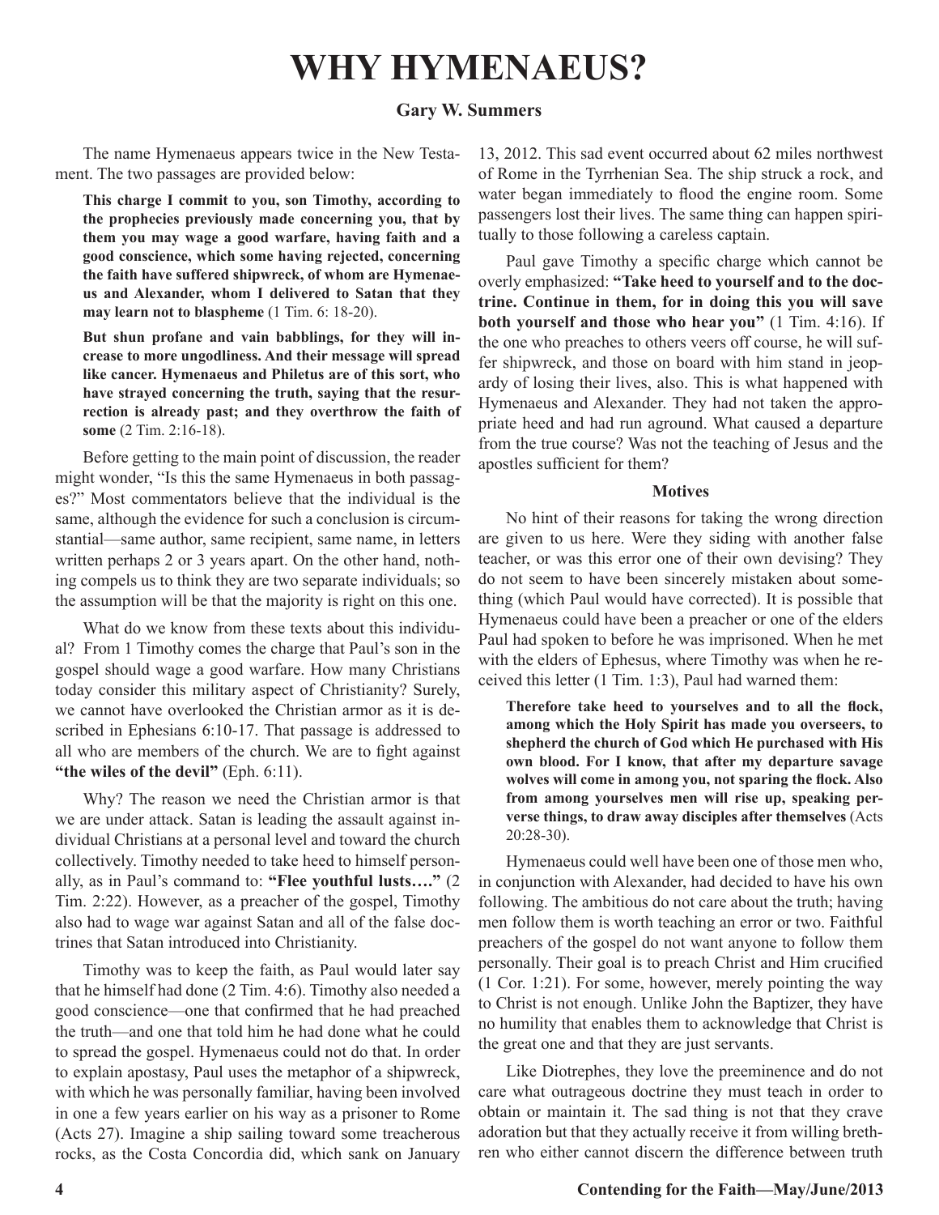# WHY HYMENAEUS?

**Gary W. Summers**

The name Hymenaeus appears twice in the New Testament. The two passages are provided below:

> **This charge I commit to you, son Timothy, according to the prophecies previously made concerning you, that by them you may wage a good warfare, having faith and a good conscience, which some having rejected, concerning the faith have suffered shipwreck, of whom are Hymenaeus and Alexander, whom I delivered to Satan that they may learn not to blaspheme** (1 Tim. 6: 18-20).

> **But shun profane and vain babblings, for they will increase to more ungodliness. And their message will spread like cancer. Hymenaeus and Philetus are of this sort, who have strayed concerning the truth, saying that the resurrection is already past; and they overthrow the faith of some** (2 Tim. 2:16-18).

Before getting to the main point of discussion, the reader might wonder, "Is this the same Hymenaeus in both passages?" Most commentators believe that the individual is the same, although the evidence for such a conclusion is circumstantial—same author, same recipient, same name, in letters written perhaps 2 or 3 years apart. On the other hand, nothing compels us to think they are two separate individuals; so the assumption will be that the majority is right on this one.

What do we know from these texts about this individual? From 1 Timothy comes the charge that Paul's son in the gospel should wage a good warfare. How many Christians today consider this military aspect of Christianity? Surely, we cannot have overlooked the Christian armor as it is described in Ephesians 6:10-17. That passage is addressed to all who are members of the church. We are to fight against **"the wiles of the devil"** (Eph. 6:11).

Why? The reason we need the Christian armor is that we are under attack. Satan is leading the assault against individual Christians at a personal level and toward the church collectively. Timothy needed to take heed to himself personally, as in Paul's command to: **"Flee youthful lusts…."** (2 Tim. 2:22). However, as a preacher of the gospel, Timothy also had to wage war against Satan and all of the false doctrines that Satan introduced into Christianity.

Timothy was to keep the faith, as Paul would later say that he himself had done (2 Tim. 4:6). Timothy also needed a good conscience—one that confirmed that he had preached the truth—and one that told him he had done what he could to spread the gospel. Hymenaeus could not do that. In order to explain apostasy, Paul uses the metaphor of a shipwreck, with which he was personally familiar, having been involved in one a few years earlier on his way as a prisoner to Rome (Acts 27). Imagine a ship sailing toward some treacherous rocks, as the Costa Concordia did, which sank on January 13, 2012. This sad event occurred about 62 miles northwest of Rome in the Tyrrhenian Sea. The ship struck a rock, and water began immediately to flood the engine room. Some passengers lost their lives. The same thing can happen spiritually to those following a careless captain.

Paul gave Timothy a specific charge which cannot be overly emphasized: **"Take heed to yourself and to the doctrine. Continue in them, for in doing this you will save both yourself and those who hear you"** (1 Tim. 4:16). If the one who preaches to others veers off course, he will suffer shipwreck, and those on board with him stand in jeopardy of losing their lives, also. This is what happened with Hymenaeus and Alexander. They had not taken the appropriate heed and had run aground. What caused a departure from the true course? Was not the teaching of Jesus and the apostles sufficient for them?

### Motives

No hint of their reasons for taking the wrong direction are given to us here. Were they siding with another false teacher, or was this error one of their own devising? They do not seem to have been sincerely mistaken about something (which Paul would have corrected). It is possible that Hymenaeus could have been a preacher or one of the elders Paul had spoken to before he was imprisoned. When he met with the elders of Ephesus, where Timothy was when he received this letter (1 Tim. 1:3), Paul had warned them:

> **Therefore take heed to yourselves and to all the flock, among which the Holy Spirit has made you overseers, to shepherd the church of God which He purchased with His own blood. For I know, that after my departure savage wolves will come in among you, not sparing the flock. Also from among yourselves men will rise up, speaking perverse things, to draw away disciples after themselves** (Acts 20:28-30).

Hymenaeus could well have been one of those men who, in conjunction with Alexander, had decided to have his own following. The ambitious do not care about the truth; having men follow them is worth teaching an error or two. Faithful preachers of the gospel do not want anyone to follow them personally. Their goal is to preach Christ and Him crucified (1 Cor. 1:21). For some, however, merely pointing the way to Christ is not enough. Unlike John the Baptizer, they have no humility that enables them to acknowledge that Christ is the great one and that they are just servants.

Like Diotrephes, they love the preeminence and do not care what outrageous doctrine they must teach in order to obtain or maintain it. The sad thing is not that they crave adoration but that they actually receive it from willing brethren who either cannot discern the difference between truth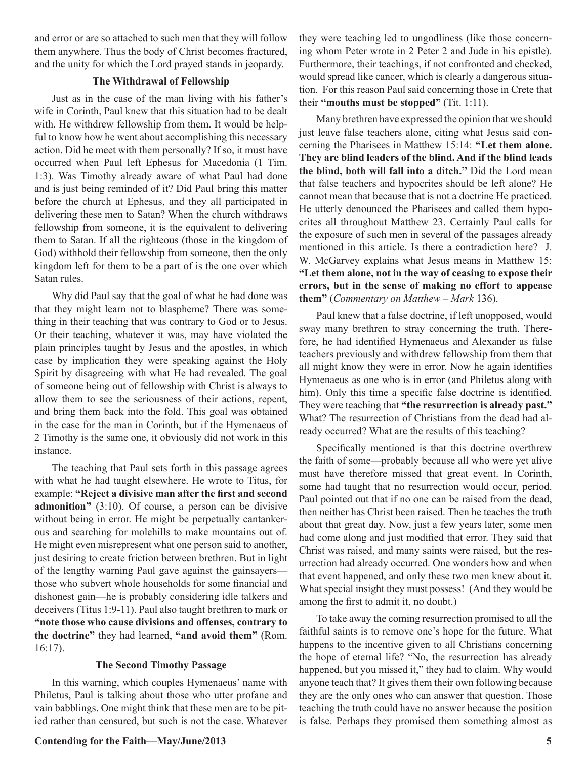and error or are so attached to such men that they will follow them anywhere. Thus the body of Christ becomes fractured, and the unity for which the Lord prayed stands in jeopardy.

### The Withdrawal of Fellowship

Just as in the case of the man living with his father's wife in Corinth, Paul knew that this situation had to be dealt with. He withdrew fellowship from them. It would be helpful to know how he went about accomplishing this necessary action. Did he meet with them personally? If so, it must have occurred when Paul left Ephesus for Macedonia (1 Tim. 1:3). Was Timothy already aware of what Paul had done and is just being reminded of it? Did Paul bring this matter before the church at Ephesus, and they all participated in delivering these men to Satan? When the church withdraws fellowship from someone, it is the equivalent to delivering them to Satan. If all the righteous (those in the kingdom of God) withhold their fellowship from someone, then the only kingdom left for them to be a part of is the one over which Satan rules.

Why did Paul say that the goal of what he had done was that they might learn not to blaspheme? There was something in their teaching that was contrary to God or to Jesus. Or their teaching, whatever it was, may have violated the plain principles taught by Jesus and the apostles, in which case by implication they were speaking against the Holy Spirit by disagreeing with what He had revealed. The goal of someone being out of fellowship with Christ is always to allow them to see the seriousness of their actions, repent, and bring them back into the fold. This goal was obtained in the case for the man in Corinth, but if the Hymenaeus of 2 Timothy is the same one, it obviously did not work in this instance.

The teaching that Paul sets forth in this passage agrees with what he had taught elsewhere. He wrote to Titus, for example: **"Reject a divisive man after the first and second admonition"** (3:10). Of course, a person can be divisive without being in error. He might be perpetually cantankerous and searching for molehills to make mountains out of. He might even misrepresent what one person said to another, just desiring to create friction between brethren. But in light of the lengthy warning Paul gave against the gainsayers—those who subvert whole households for some financial and dishonest gain—he is probably considering idle talkers and deceivers (Titus 1:9-11). Paul also taught brethren to mark or **"note those who cause divisions and offenses, contrary to the doctrine"** they had learned, **"and avoid them"** (Rom. 16:17).

### The Second Timothy Passage

In this warning, which couples Hymenaeus' name with Philetus, Paul is talking about those who utter profane and vain babblings. One might think that these men are to be pitied rather than censured, but such is not the case. Whatever they were teaching led to ungodliness (like those concerning whom Peter wrote in 2 Peter 2 and Jude in his epistle). Furthermore, their teachings, if not confronted and checked, would spread like cancer, which is clearly a dangerous situation. For this reason Paul said concerning those in Crete that their **"mouths must be stopped"** (Tit. 1:11).

Many brethren have expressed the opinion that we should just leave false teachers alone, citing what Jesus said concerning the Pharisees in Matthew 15:14: **"Let them alone. They are blind leaders of the blind. And if the blind leads the blind, both will fall into a ditch."** Did the Lord mean that false teachers and hypocrites should be left alone? He cannot mean that because that is not a doctrine He practiced. He utterly denounced the Pharisees and called them hypocrites all throughout Matthew 23. Certainly Paul calls for the exposure of such men in several of the passages already mentioned in this article. Is there a contradiction here? J. W. McGarvey explains what Jesus means in Matthew 15: **"Let them alone, not in the way of ceasing to expose their errors, but in the sense of making no effort to appease them"** (*Commentary on Matthew – Mark* 136).

Paul knew that a false doctrine, if left unopposed, would sway many brethren to stray concerning the truth. Therefore, he had identified Hymenaeus and Alexander as false teachers previously and withdrew fellowship from them that all might know they were in error. Now he again identifies Hymenaeus as one who is in error (and Philetus along with him). Only this time a specific false doctrine is identified. They were teaching that **"the resurrection is already past."** What? The resurrection of Christians from the dead had already occurred? What are the results of this teaching?

Specifically mentioned is that this doctrine overthrew the faith of some—probably because all who were yet alive must have therefore missed that great event. In Corinth, some had taught that no resurrection would occur, period. Paul pointed out that if no one can be raised from the dead, then neither has Christ been raised. Then he teaches the truth about that great day. Now, just a few years later, some men had come along and just modified that error. They said that Christ was raised, and many saints were raised, but the resurrection had already occurred. One wonders how and when that event happened, and only these two men knew about it. What special insight they must possess! (And they would be among the first to admit it, no doubt.)

To take away the coming resurrection promised to all the faithful saints is to remove one's hope for the future. What happens to the incentive given to all Christians concerning the hope of eternal life? "No, the resurrection has already happened, but you missed it," they had to claim. Why would anyone teach that? It gives them their own following because they are the only ones who can answer that question. Those teaching the truth could have no answer because the position is false. Perhaps they promised them something almost as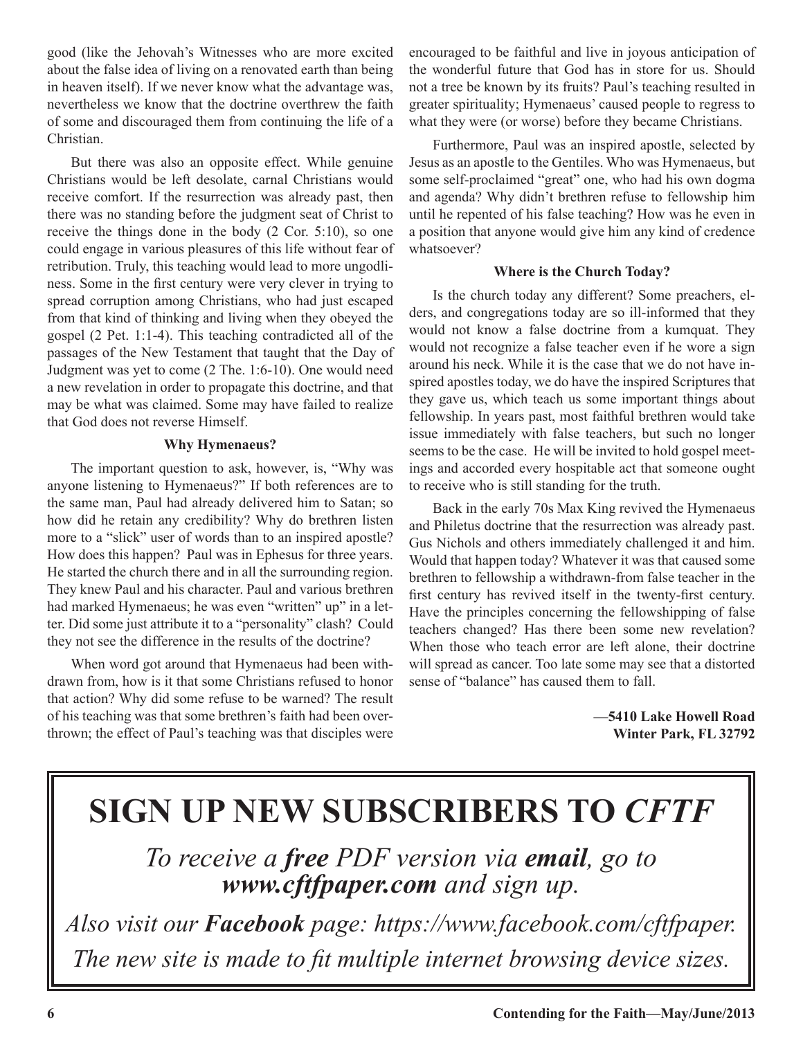good (like the Jehovah's Witnesses who are more excited about the false idea of living on a renovated earth than being in heaven itself). If we never know what the advantage was, nevertheless we know that the doctrine overthrew the faith of some and discouraged them from continuing the life of a Christian.

But there was also an opposite effect. While genuine Christians would be left desolate, carnal Christians would receive comfort. If the resurrection was already past, then there was no standing before the judgment seat of Christ to receive the things done in the body (2 Cor. 5:10), so one could engage in various pleasures of this life without fear of retribution. Truly, this teaching would lead to more ungodliness. Some in the first century were very clever in trying to spread corruption among Christians, who had just escaped from that kind of thinking and living when they obeyed the gospel (2 Pet. 1:1-4). This teaching contradicted all of the passages of the New Testament that taught that the Day of Judgment was yet to come (2 The. 1:6-10). One would need a new revelation in order to propagate this doctrine, and that may be what was claimed. Some may have failed to realize that God does not reverse Himself.

**Why Hymenaeus?**

The important question to ask, however, is, "Why was anyone listening to Hymenaeus?" If both references are to the same man, Paul had already delivered him to Satan; so how did he retain any credibility? Why do brethren listen more to a "slick" user of words than to an inspired apostle? How does this happen? Paul was in Ephesus for three years. He started the church there and in all the surrounding region. They knew Paul and his character. Paul and various brethren had marked Hymenaeus; he was even "written" up" in a letter. Did some just attribute it to a "personality" clash? Could they not see the difference in the results of the doctrine?

When word got around that Hymenaeus had been withdrawn from, how is it that some Christians refused to honor that action? Why did some refuse to be warned? The result of his teaching was that some brethren's faith had been overthrown; the effect of Paul's teaching was that disciples were encouraged to be faithful and live in joyous anticipation of the wonderful future that God has in store for us. Should not a tree be known by its fruits? Paul's teaching resulted in greater spirituality; Hymenaeus' caused people to regress to what they were (or worse) before they became Christians.

Furthermore, Paul was an inspired apostle, selected by Jesus as an apostle to the Gentiles. Who was Hymenaeus, but some self-proclaimed "great" one, who had his own dogma and agenda? Why didn't brethren refuse to fellowship him until he repented of his false teaching? How was he even in a position that anyone would give him any kind of credence whatsoever?

**Where is the Church Today?**

Is the church today any different? Some preachers, elders, and congregations today are so ill-informed that they would not know a false doctrine from a kumquat. They would not recognize a false teacher even if he wore a sign around his neck. While it is the case that we do not have inspired apostles today, we do have the inspired Scriptures that they gave us, which teach us some important things about fellowship. In years past, most faithful brethren would take issue immediately with false teachers, but such no longer seems to be the case. He will be invited to hold gospel meetings and accorded every hospitable act that someone ought to receive who is still standing for the truth.

Back in the early 70s Max King revived the Hymenaeus and Philetus doctrine that the resurrection was already past. Gus Nichols and others immediately challenged it and him. Would that happen today? Whatever it was that caused some brethren to fellowship a withdrawn-from false teacher in the first century has revived itself in the twenty-first century. Have the principles concerning the fellowshipping of false teachers changed? Has there been some new revelation? When those who teach error are left alone, their doctrine will spread as cancer. Too late some may see that a distorted sense of "balance" has caused them to fall.

**—5410 Lake Howell Road**
**Winter Park, FL 32792**

# SIGN UP NEW SUBSCRIBERS TO *CFTF*

*To receive a **free** PDF version via **email**, go to **www.cftfpaper.com** and sign up.*

*Also visit our **Facebook** page: https://www.facebook.com/cftfpaper.*

*The new site is made to fit multiple internet browsing device sizes.*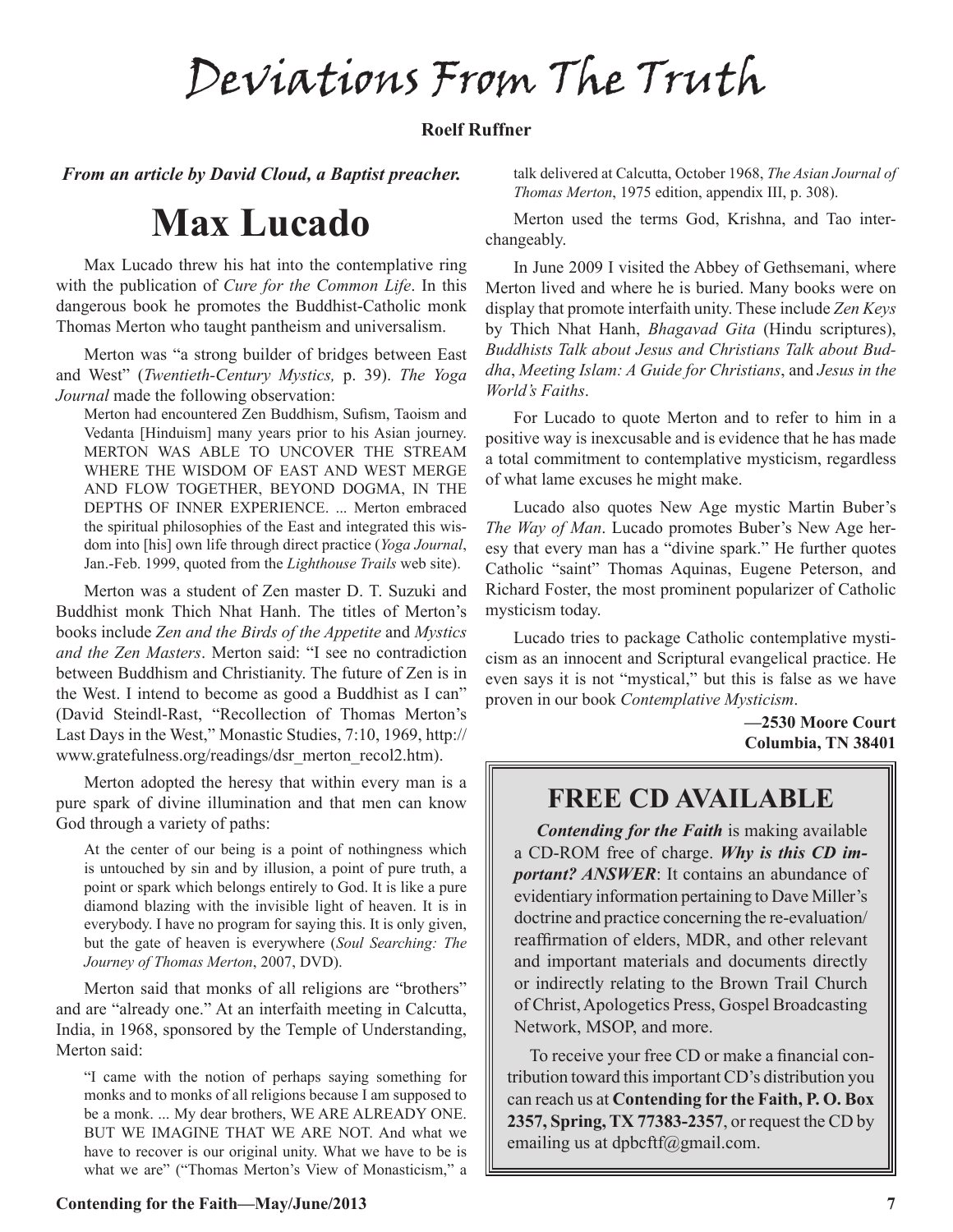# Deviations From The Truth

**Roelf Ruffner**

***From an article by David Cloud, a Baptist preacher.***

## Max Lucado

Max Lucado threw his hat into the contemplative ring with the publication of *Cure for the Common Life*. In this dangerous book he promotes the Buddhist-Catholic monk Thomas Merton who taught pantheism and universalism.

Merton was "a strong builder of bridges between East and West" (*Twentieth-Century Mystics,* p. 39). *The Yoga Journal* made the following observation:

> Merton had encountered Zen Buddhism, Sufism, Taoism and Vedanta [Hinduism] many years prior to his Asian journey. MERTON WAS ABLE TO UNCOVER THE STREAM WHERE THE WISDOM OF EAST AND WEST MERGE AND FLOW TOGETHER, BEYOND DOGMA, IN THE DEPTHS OF INNER EXPERIENCE. ... Merton embraced the spiritual philosophies of the East and integrated this wisdom into [his] own life through direct practice (*Yoga Journal*, Jan.-Feb. 1999, quoted from the *Lighthouse Trails* web site).

Merton was a student of Zen master D. T. Suzuki and Buddhist monk Thich Nhat Hanh. The titles of Merton's books include *Zen and the Birds of the Appetite* and *Mystics and the Zen Masters*. Merton said: "I see no contradiction between Buddhism and Christianity. The future of Zen is in the West. I intend to become as good a Buddhist as I can" (David Steindl-Rast, "Recollection of Thomas Merton's Last Days in the West," Monastic Studies, 7:10, 1969, http://www.gratefulness.org/readings/dsr_merton_recol2.htm).

Merton adopted the heresy that within every man is a pure spark of divine illumination and that men can know God through a variety of paths:

> At the center of our being is a point of nothingness which is untouched by sin and by illusion, a point of pure truth, a point or spark which belongs entirely to God. It is like a pure diamond blazing with the invisible light of heaven. It is in everybody. I have no program for saying this. It is only given, but the gate of heaven is everywhere (*Soul Searching: The Journey of Thomas Merton*, 2007, DVD).

Merton said that monks of all religions are "brothers" and are "already one." At an interfaith meeting in Calcutta, India, in 1968, sponsored by the Temple of Understanding, Merton said:

> "I came with the notion of perhaps saying something for monks and to monks of all religions because I am supposed to be a monk. ... My dear brothers, WE ARE ALREADY ONE. BUT WE IMAGINE THAT WE ARE NOT. And what we have to recover is our original unity. What we have to be is what we are" ("Thomas Merton's View of Monasticism," a talk delivered at Calcutta, October 1968, *The Asian Journal of Thomas Merton*, 1975 edition, appendix III, p. 308).

Merton used the terms God, Krishna, and Tao interchangeably.

In June 2009 I visited the Abbey of Gethsemani, where Merton lived and where he is buried. Many books were on display that promote interfaith unity. These include *Zen Keys* by Thich Nhat Hanh, *Bhagavad Gita* (Hindu scriptures), *Buddhists Talk about Jesus and Christians Talk about Buddha*, *Meeting Islam: A Guide for Christians*, and *Jesus in the World's Faiths*.

For Lucado to quote Merton and to refer to him in a positive way is inexcusable and is evidence that he has made a total commitment to contemplative mysticism, regardless of what lame excuses he might make.

Lucado also quotes New Age mystic Martin Buber's *The Way of Man*. Lucado promotes Buber's New Age heresy that every man has a "divine spark." He further quotes Catholic "saint" Thomas Aquinas, Eugene Peterson, and Richard Foster, the most prominent popularizer of Catholic mysticism today.

Lucado tries to package Catholic contemplative mysticism as an innocent and Scriptural evangelical practice. He even says it is not "mystical," but this is false as we have proven in our book *Contemplative Mysticism*.

**—2530 Moore Court**
**Columbia, TN 38401**

## FREE CD AVAILABLE

***Contending for the Faith*** is making available a CD-ROM free of charge. ***Why is this CD important? ANSWER***: It contains an abundance of evidentiary information pertaining to Dave Miller's doctrine and practice concerning the re-evaluation/reaffirmation of elders, MDR, and other relevant and important materials and documents directly or indirectly relating to the Brown Trail Church of Christ, Apologetics Press, Gospel Broadcasting Network, MSOP, and more.

To receive your free CD or make a financial contribution toward this important CD's distribution you can reach us at **Contending for the Faith, P. O. Box 2357, Spring, TX 77383-2357**, or request the CD by emailing us at dpbcftf@gmail.com.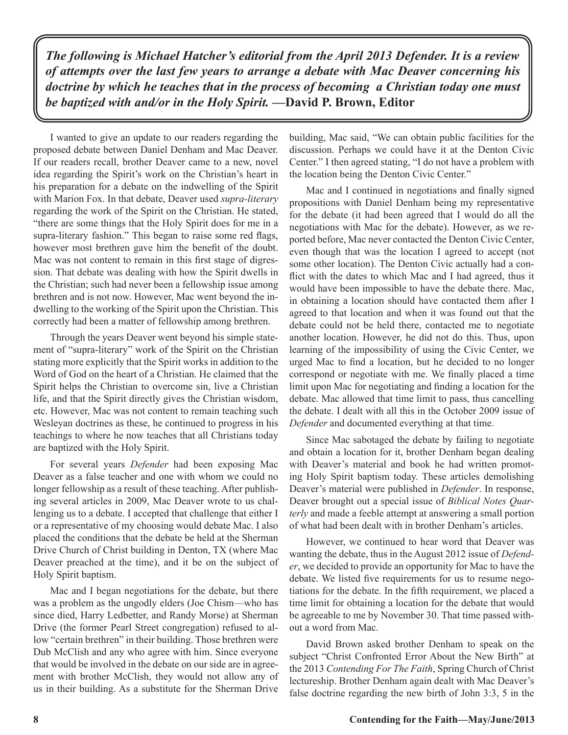***The following is Michael Hatcher's editorial from the April 2013 Defender. It is a review of attempts over the last few years to arrange a debate with Mac Deaver concerning his doctrine by which he teaches that in the process of becoming a Christian today one must be baptized with and/or in the Holy Spirit.* —David P. Brown, Editor**

I wanted to give an update to our readers regarding the proposed debate between Daniel Denham and Mac Deaver. If our readers recall, brother Deaver came to a new, novel idea regarding the Spirit's work on the Christian's heart in his preparation for a debate on the indwelling of the Spirit with Marion Fox. In that debate, Deaver used *supra-literary* regarding the work of the Spirit on the Christian. He stated, "there are some things that the Holy Spirit does for me in a supra-literary fashion." This began to raise some red flags, however most brethren gave him the benefit of the doubt. Mac was not content to remain in this first stage of digression. That debate was dealing with how the Spirit dwells in the Christian; such had never been a fellowship issue among brethren and is not now. However, Mac went beyond the indwelling to the working of the Spirit upon the Christian. This correctly had been a matter of fellowship among brethren.

Through the years Deaver went beyond his simple statement of "supra-literary" work of the Spirit on the Christian stating more explicitly that the Spirit works in addition to the Word of God on the heart of a Christian. He claimed that the Spirit helps the Christian to overcome sin, live a Christian life, and that the Spirit directly gives the Christian wisdom, etc. However, Mac was not content to remain teaching such Wesleyan doctrines as these, he continued to progress in his teachings to where he now teaches that all Christians today are baptized with the Holy Spirit.

For several years *Defender* had been exposing Mac Deaver as a false teacher and one with whom we could no longer fellowship as a result of these teaching. After publishing several articles in 2009, Mac Deaver wrote to us challenging us to a debate. I accepted that challenge that either I or a representative of my choosing would debate Mac. I also placed the conditions that the debate be held at the Sherman Drive Church of Christ building in Denton, TX (where Mac Deaver preached at the time), and it be on the subject of Holy Spirit baptism.

Mac and I began negotiations for the debate, but there was a problem as the ungodly elders (Joe Chism—who has since died, Harry Ledbetter, and Randy Morse) at Sherman Drive (the former Pearl Street congregation) refused to allow "certain brethren" in their building. Those brethren were Dub McClish and any who agree with him. Since everyone that would be involved in the debate on our side are in agreement with brother McClish, they would not allow any of us in their building. As a substitute for the Sherman Drive building, Mac said, "We can obtain public facilities for the discussion. Perhaps we could have it at the Denton Civic Center." I then agreed stating, "I do not have a problem with the location being the Denton Civic Center."

Mac and I continued in negotiations and finally signed propositions with Daniel Denham being my representative for the debate (it had been agreed that I would do all the negotiations with Mac for the debate). However, as we reported before, Mac never contacted the Denton Civic Center, even though that was the location I agreed to accept (not some other location). The Denton Civic actually had a conflict with the dates to which Mac and I had agreed, thus it would have been impossible to have the debate there. Mac, in obtaining a location should have contacted them after I agreed to that location and when it was found out that the debate could not be held there, contacted me to negotiate another location. However, he did not do this. Thus, upon learning of the impossibility of using the Civic Center, we urged Mac to find a location, but he decided to no longer correspond or negotiate with me. We finally placed a time limit upon Mac for negotiating and finding a location for the debate. Mac allowed that time limit to pass, thus cancelling the debate. I dealt with all this in the October 2009 issue of *Defender* and documented everything at that time.

Since Mac sabotaged the debate by failing to negotiate and obtain a location for it, brother Denham began dealing with Deaver's material and book he had written promoting Holy Spirit baptism today. These articles demolishing Deaver's material were published in *Defender*. In response, Deaver brought out a special issue of *Biblical Notes Quarterly* and made a feeble attempt at answering a small portion of what had been dealt with in brother Denham's articles.

However, we continued to hear word that Deaver was wanting the debate, thus in the August 2012 issue of *Defender*, we decided to provide an opportunity for Mac to have the debate. We listed five requirements for us to resume negotiations for the debate. In the fifth requirement, we placed a time limit for obtaining a location for the debate that would be agreeable to me by November 30. That time passed without a word from Mac.

David Brown asked brother Denham to speak on the subject "Christ Confronted Error About the New Birth" at the 2013 *Contending For The Faith*, Spring Church of Christ lectureship. Brother Denham again dealt with Mac Deaver's false doctrine regarding the new birth of John 3:3, 5 in the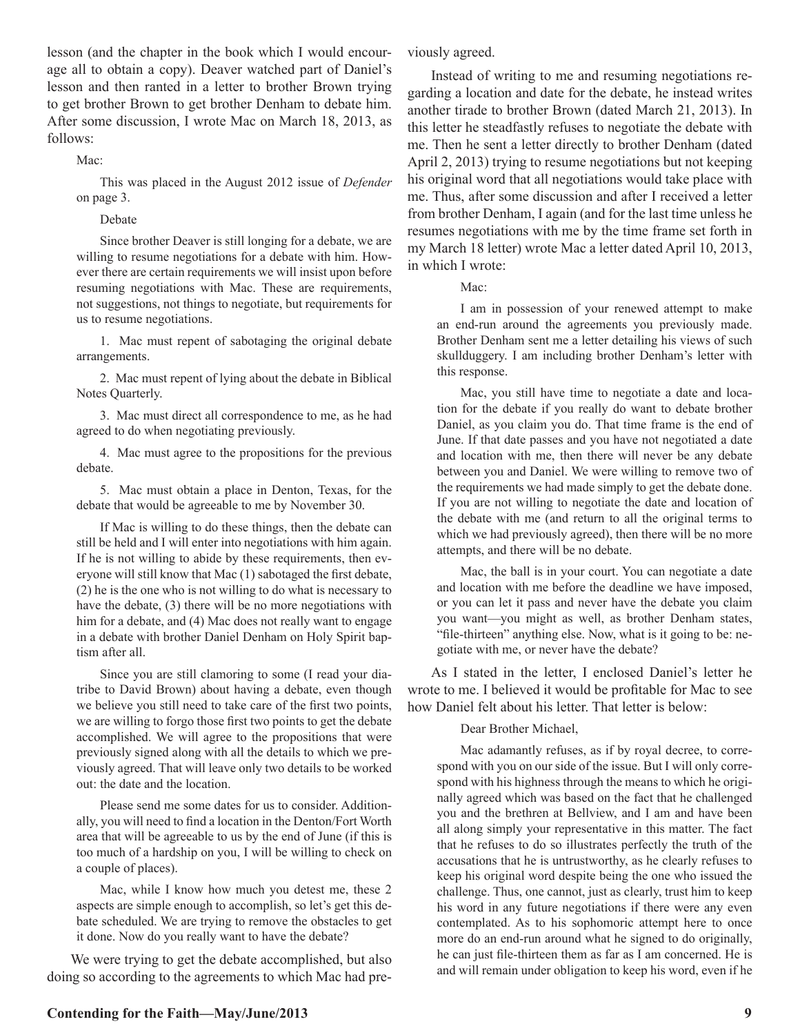lesson (and the chapter in the book which I would encourage all to obtain a copy). Deaver watched part of Daniel's lesson and then ranted in a letter to brother Brown trying to get brother Brown to get brother Denham to debate him. After some discussion, I wrote Mac on March 18, 2013, as follows:

> Mac:
>
> This was placed in the August 2012 issue of *Defender* on page 3.
>
> Debate
>
> Since brother Deaver is still longing for a debate, we are willing to resume negotiations for a debate with him. However there are certain requirements we will insist upon before resuming negotiations with Mac. These are requirements, not suggestions, not things to negotiate, but requirements for us to resume negotiations.
>
> 1. Mac must repent of sabotaging the original debate arrangements.
>
> 2. Mac must repent of lying about the debate in Biblical Notes Quarterly.
>
> 3. Mac must direct all correspondence to me, as he had agreed to do when negotiating previously.
>
> 4. Mac must agree to the propositions for the previous debate.
>
> 5. Mac must obtain a place in Denton, Texas, for the debate that would be agreeable to me by November 30.
>
> If Mac is willing to do these things, then the debate can still be held and I will enter into negotiations with him again. If he is not willing to abide by these requirements, then everyone will still know that Mac (1) sabotaged the first debate, (2) he is the one who is not willing to do what is necessary to have the debate, (3) there will be no more negotiations with him for a debate, and (4) Mac does not really want to engage in a debate with brother Daniel Denham on Holy Spirit baptism after all.
>
> Since you are still clamoring to some (I read your diatribe to David Brown) about having a debate, even though we believe you still need to take care of the first two points, we are willing to forgo those first two points to get the debate accomplished. We will agree to the propositions that were previously signed along with all the details to which we previously agreed. That will leave only two details to be worked out: the date and the location.
>
> Please send me some dates for us to consider. Additionally, you will need to find a location in the Denton/Fort Worth area that will be agreeable to us by the end of June (if this is too much of a hardship on you, I will be willing to check on a couple of places).
>
> Mac, while I know how much you detest me, these 2 aspects are simple enough to accomplish, so let's get this debate scheduled. We are trying to remove the obstacles to get it done. Now do you really want to have the debate?

We were trying to get the debate accomplished, but also doing so according to the agreements to which Mac had previously agreed.

Instead of writing to me and resuming negotiations regarding a location and date for the debate, he instead writes another tirade to brother Brown (dated March 21, 2013). In this letter he steadfastly refuses to negotiate the debate with me. Then he sent a letter directly to brother Denham (dated April 2, 2013) trying to resume negotiations but not keeping his original word that all negotiations would take place with me. Thus, after some discussion and after I received a letter from brother Denham, I again (and for the last time unless he resumes negotiations with me by the time frame set forth in my March 18 letter) wrote Mac a letter dated April 10, 2013, in which I wrote:

> Mac:
>
> I am in possession of your renewed attempt to make an end-run around the agreements you previously made. Brother Denham sent me a letter detailing his views of such skullduggery. I am including brother Denham's letter with this response.
>
> Mac, you still have time to negotiate a date and location for the debate if you really do want to debate brother Daniel, as you claim you do. That time frame is the end of June. If that date passes and you have not negotiated a date and location with me, then there will never be any debate between you and Daniel. We were willing to remove two of the requirements we had made simply to get the debate done. If you are not willing to negotiate the date and location of the debate with me (and return to all the original terms to which we had previously agreed), then there will be no more attempts, and there will be no debate.
>
> Mac, the ball is in your court. You can negotiate a date and location with me before the deadline we have imposed, or you can let it pass and never have the debate you claim you want—you might as well, as brother Denham states, "file-thirteen" anything else. Now, what is it going to be: negotiate with me, or never have the debate?

As I stated in the letter, I enclosed Daniel's letter he wrote to me. I believed it would be profitable for Mac to see how Daniel felt about his letter. That letter is below:

> Dear Brother Michael,
>
> Mac adamantly refuses, as if by royal decree, to correspond with you on our side of the issue. But I will only correspond with his highness through the means to which he originally agreed which was based on the fact that he challenged you and the brethren at Bellview, and I am and have been all along simply your representative in this matter. The fact that he refuses to do so illustrates perfectly the truth of the accusations that he is untrustworthy, as he clearly refuses to keep his original word despite being the one who issued the challenge. Thus, one cannot, just as clearly, trust him to keep his word in any future negotiations if there were any even contemplated. As to his sophomoric attempt here to once more do an end-run around what he signed to do originally, he can just file-thirteen them as far as I am concerned. He is and will remain under obligation to keep his word, even if he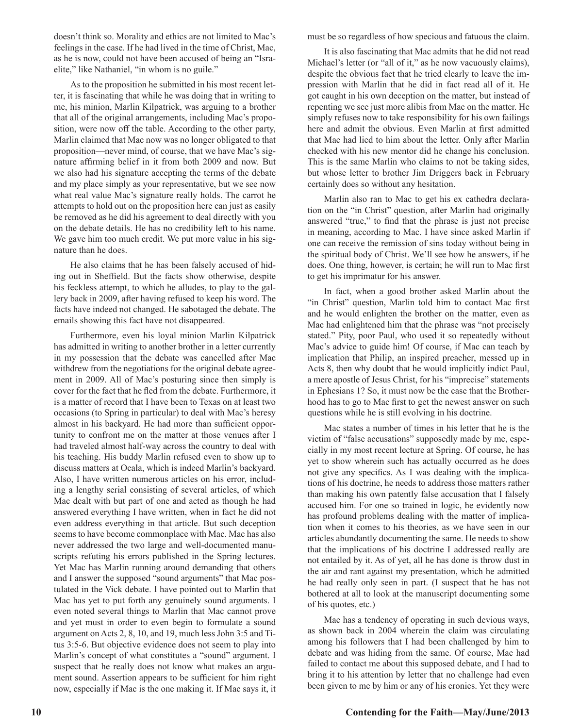doesn't think so. Morality and ethics are not limited to Mac's feelings in the case. If he had lived in the time of Christ, Mac, as he is now, could not have been accused of being an "Israelite," like Nathaniel, "in whom is no guile."

As to the proposition he submitted in his most recent letter, it is fascinating that while he was doing that in writing to me, his minion, Marlin Kilpatrick, was arguing to a brother that all of the original arrangements, including Mac's proposition, were now off the table. According to the other party, Marlin claimed that Mac now was no longer obligated to that proposition—never mind, of course, that we have Mac's signature affirming belief in it from both 2009 and now. But we also had his signature accepting the terms of the debate and my place simply as your representative, but we see now what real value Mac's signature really holds. The carrot he attempts to hold out on the proposition here can just as easily be removed as he did his agreement to deal directly with you on the debate details. He has no credibility left to his name. We gave him too much credit. We put more value in his signature than he does.

He also claims that he has been falsely accused of hiding out in Sheffield. But the facts show otherwise, despite his feckless attempt, to which he alludes, to play to the gallery back in 2009, after having refused to keep his word. The facts have indeed not changed. He sabotaged the debate. The emails showing this fact have not disappeared.

Furthermore, even his loyal minion Marlin Kilpatrick has admitted in writing to another brother in a letter currently in my possession that the debate was cancelled after Mac withdrew from the negotiations for the original debate agreement in 2009. All of Mac's posturing since then simply is cover for the fact that he fled from the debate. Furthermore, it is a matter of record that I have been to Texas on at least two occasions (to Spring in particular) to deal with Mac's heresy almost in his backyard. He had more than sufficient opportunity to confront me on the matter at those venues after I had traveled almost half-way across the country to deal with his teaching. His buddy Marlin refused even to show up to discuss matters at Ocala, which is indeed Marlin's backyard. Also, I have written numerous articles on his error, including a lengthy serial consisting of several articles, of which Mac dealt with but part of one and acted as though he had answered everything I have written, when in fact he did not even address everything in that article. But such deception seems to have become commonplace with Mac. Mac has also never addressed the two large and well-documented manuscripts refuting his errors published in the Spring lectures. Yet Mac has Marlin running around demanding that others and I answer the supposed "sound arguments" that Mac postulated in the Vick debate. I have pointed out to Marlin that Mac has yet to put forth any genuinely sound arguments. I even noted several things to Marlin that Mac cannot prove and yet must in order to even begin to formulate a sound argument on Acts 2, 8, 10, and 19, much less John 3:5 and Titus 3:5-6. But objective evidence does not seem to play into Marlin's concept of what constitutes a "sound" argument. I suspect that he really does not know what makes an argument sound. Assertion appears to be sufficient for him right now, especially if Mac is the one making it. If Mac says it, it must be so regardless of how specious and fatuous the claim.

It is also fascinating that Mac admits that he did not read Michael's letter (or "all of it," as he now vacuously claims), despite the obvious fact that he tried clearly to leave the impression with Marlin that he did in fact read all of it. He got caught in his own deception on the matter, but instead of repenting we see just more alibis from Mac on the matter. He simply refuses now to take responsibility for his own failings here and admit the obvious. Even Marlin at first admitted that Mac had lied to him about the letter. Only after Marlin checked with his new mentor did he change his conclusion. This is the same Marlin who claims to not be taking sides, but whose letter to brother Jim Driggers back in February certainly does so without any hesitation.

Marlin also ran to Mac to get his ex cathedra declaration on the "in Christ" question, after Marlin had originally answered "true," to find that the phrase is just not precise in meaning, according to Mac. I have since asked Marlin if one can receive the remission of sins today without being in the spiritual body of Christ. We'll see how he answers, if he does. One thing, however, is certain; he will run to Mac first to get his imprimatur for his answer.

In fact, when a good brother asked Marlin about the "in Christ" question, Marlin told him to contact Mac first and he would enlighten the brother on the matter, even as Mac had enlightened him that the phrase was "not precisely stated." Pity, poor Paul, who used it so repeatedly without Mac's advice to guide him! Of course, if Mac can teach by implication that Philip, an inspired preacher, messed up in Acts 8, then why doubt that he would implicitly indict Paul, a mere apostle of Jesus Christ, for his "imprecise" statements in Ephesians 1? So, it must now be the case that the Brotherhood has to go to Mac first to get the newest answer on such questions while he is still evolving in his doctrine.

Mac states a number of times in his letter that he is the victim of "false accusations" supposedly made by me, especially in my most recent lecture at Spring. Of course, he has yet to show wherein such has actually occurred as he does not give any specifics. As I was dealing with the implications of his doctrine, he needs to address those matters rather than making his own patently false accusation that I falsely accused him. For one so trained in logic, he evidently now has profound problems dealing with the matter of implication when it comes to his theories, as we have seen in our articles abundantly documenting the same. He needs to show that the implications of his doctrine I addressed really are not entailed by it. As of yet, all he has done is throw dust in the air and rant against my presentation, which he admitted he had really only seen in part. (I suspect that he has not bothered at all to look at the manuscript documenting some of his quotes, etc.)

Mac has a tendency of operating in such devious ways, as shown back in 2004 wherein the claim was circulating among his followers that I had been challenged by him to debate and was hiding from the same. Of course, Mac had failed to contact me about this supposed debate, and I had to bring it to his attention by letter that no challenge had even been given to me by him or any of his cronies. Yet they were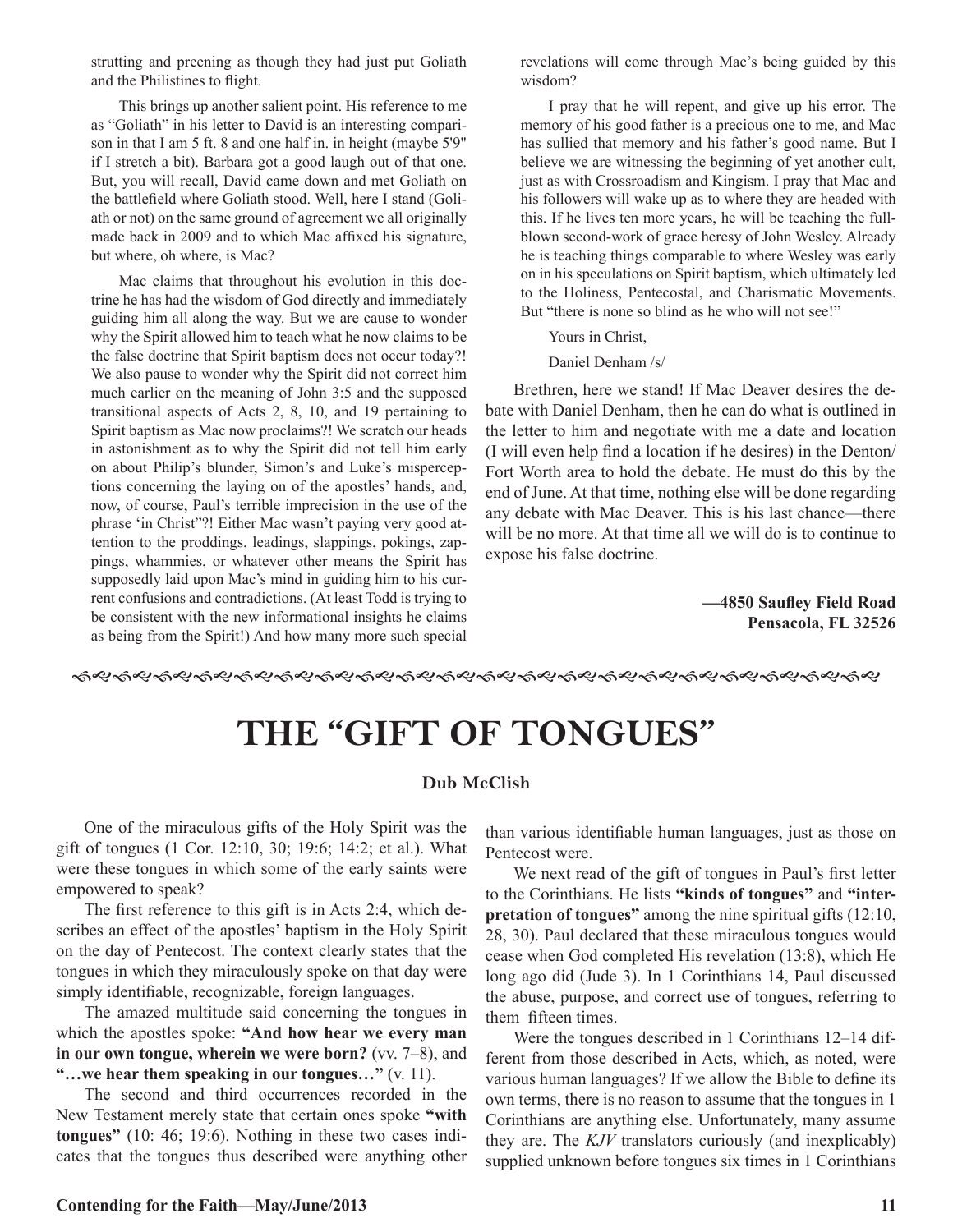strutting and preening as though they had just put Goliath and the Philistines to flight.

This brings up another salient point. His reference to me as "Goliath" in his letter to David is an interesting comparison in that I am 5 ft. 8 and one half in. in height (maybe 5'9" if I stretch a bit). Barbara got a good laugh out of that one. But, you will recall, David came down and met Goliath on the battlefield where Goliath stood. Well, here I stand (Goliath or not) on the same ground of agreement we all originally made back in 2009 and to which Mac affixed his signature, but where, oh where, is Mac?

Mac claims that throughout his evolution in this doctrine he has had the wisdom of God directly and immediately guiding him all along the way. But we are cause to wonder why the Spirit allowed him to teach what he now claims to be the false doctrine that Spirit baptism does not occur today?! We also pause to wonder why the Spirit did not correct him much earlier on the meaning of John 3:5 and the supposed transitional aspects of Acts 2, 8, 10, and 19 pertaining to Spirit baptism as Mac now proclaims?! We scratch our heads in astonishment as to why the Spirit did not tell him early on about Philip's blunder, Simon's and Luke's misperceptions concerning the laying on of the apostles' hands, and, now, of course, Paul's terrible imprecision in the use of the phrase 'in Christ"?! Either Mac wasn't paying very good attention to the proddings, leadings, slappings, pokings, zappings, whammies, or whatever other means the Spirit has supposedly laid upon Mac's mind in guiding him to his current confusions and contradictions. (At least Todd is trying to be consistent with the new informational insights he claims as being from the Spirit!) And how many more such special revelations will come through Mac's being guided by this wisdom?

I pray that he will repent, and give up his error. The memory of his good father is a precious one to me, and Mac has sullied that memory and his father's good name. But I believe we are witnessing the beginning of yet another cult, just as with Crossroadism and Kingism. I pray that Mac and his followers will wake up as to where they are headed with this. If he lives ten more years, he will be teaching the full-blown second-work of grace heresy of John Wesley. Already he is teaching things comparable to where Wesley was early on in his speculations on Spirit baptism, which ultimately led to the Holiness, Pentecostal, and Charismatic Movements. But "there is none so blind as he who will not see!"

Yours in Christ,

Daniel Denham /s/

Brethren, here we stand! If Mac Deaver desires the debate with Daniel Denham, then he can do what is outlined in the letter to him and negotiate with me a date and location (I will even help find a location if he desires) in the Denton/Fort Worth area to hold the debate. He must do this by the end of June. At that time, nothing else will be done regarding any debate with Mac Deaver. This is his last chance—there will be no more. At that time all we will do is to continue to expose his false doctrine.

**—4850 Saufley Field Road**
**Pensacola, FL 32526**

# THE "GIFT OF TONGUES"

**Dub McClish**

One of the miraculous gifts of the Holy Spirit was the gift of tongues (1 Cor. 12:10, 30; 19:6; 14:2; et al.). What were these tongues in which some of the early saints were empowered to speak?

The first reference to this gift is in Acts 2:4, which describes an effect of the apostles' baptism in the Holy Spirit on the day of Pentecost. The context clearly states that the tongues in which they miraculously spoke on that day were simply identifiable, recognizable, foreign languages.

The amazed multitude said concerning the tongues in which the apostles spoke: **"And how hear we every man in our own tongue, wherein we were born?** (vv. 7–8), and **"…we hear them speaking in our tongues…"** (v. 11).

The second and third occurrences recorded in the New Testament merely state that certain ones spoke **"with tongues"** (10: 46; 19:6). Nothing in these two cases indicates that the tongues thus described were anything other than various identifiable human languages, just as those on Pentecost were.

We next read of the gift of tongues in Paul's first letter to the Corinthians. He lists **"kinds of tongues"** and **"interpretation of tongues"** among the nine spiritual gifts (12:10, 28, 30). Paul declared that these miraculous tongues would cease when God completed His revelation (13:8), which He long ago did (Jude 3). In 1 Corinthians 14, Paul discussed the abuse, purpose, and correct use of tongues, referring to them fifteen times.

Were the tongues described in 1 Corinthians 12–14 different from those described in Acts, which, as noted, were various human languages? If we allow the Bible to define its own terms, there is no reason to assume that the tongues in 1 Corinthians are anything else. Unfortunately, many assume they are. The *KJV* translators curiously (and inexplicably) supplied unknown before tongues six times in 1 Corinthians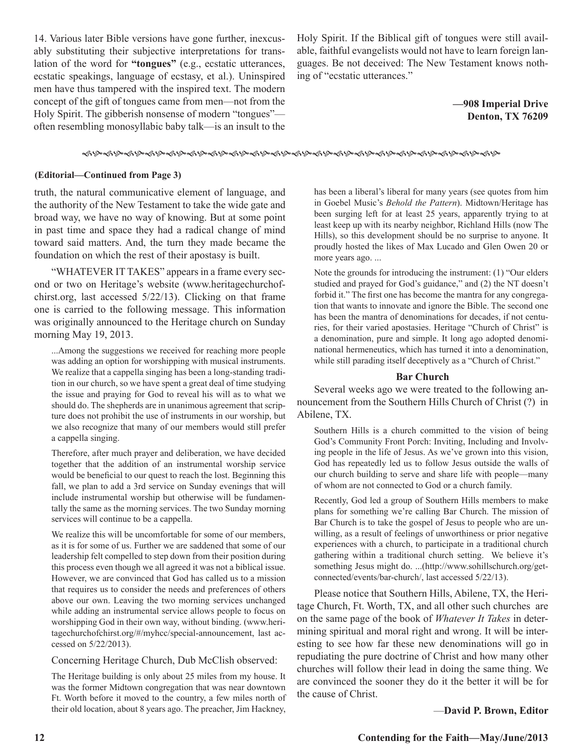14. Various later Bible versions have gone further, inexcusably substituting their subjective interpretations for translation of the word for **"tongues"** (e.g., ecstatic utterances, ecstatic speakings, language of ecstasy, et al.). Uninspired men have thus tampered with the inspired text. The modern concept of the gift of tongues came from men—not from the Holy Spirit. The gibberish nonsense of modern "tongues"—often resembling monosyllabic baby talk—is an insult to the Holy Spirit. If the Biblical gift of tongues were still available, faithful evangelists would not have to learn foreign languages. Be not deceived: The New Testament knows nothing of "ecstatic utterances."

**—908 Imperial Drive**
**Denton, TX 76209**

---

**(Editorial—Continued from Page 3)**

truth, the natural communicative element of language, and the authority of the New Testament to take the wide gate and broad way, we have no way of knowing. But at some point in past time and space they had a radical change of mind toward said matters. And, the turn they made became the foundation on which the rest of their apostasy is built.

"WHATEVER IT TAKES" appears in a frame every second or two on Heritage's website (www.heritagechurchofchirst.org, last accessed 5/22/13). Clicking on that frame one is carried to the following message. This information was originally announced to the Heritage church on Sunday morning May 19, 2013.

> ...Among the suggestions we received for reaching more people was adding an option for worshipping with musical instruments. We realize that a cappella singing has been a long-standing tradition in our church, so we have spent a great deal of time studying the issue and praying for God to reveal his will as to what we should do. The shepherds are in unanimous agreement that scripture does not prohibit the use of instruments in our worship, but we also recognize that many of our members would still prefer a cappella singing.
>
> Therefore, after much prayer and deliberation, we have decided together that the addition of an instrumental worship service would be beneficial to our quest to reach the lost. Beginning this fall, we plan to add a 3rd service on Sunday evenings that will include instrumental worship but otherwise will be fundamentally the same as the morning services. The two Sunday morning services will continue to be a cappella.
>
> We realize this will be uncomfortable for some of our members, as it is for some of us. Further we are saddened that some of our leadership felt compelled to step down from their position during this process even though we all agreed it was not a biblical issue. However, we are convinced that God has called us to a mission that requires us to consider the needs and preferences of others above our own. Leaving the two morning services unchanged while adding an instrumental service allows people to focus on worshipping God in their own way, without binding. (www.heritagechurchofchirst.org/#/myhcc/special-announcement, last accessed on 5/22/2013).

Concerning Heritage Church, Dub McClish observed:

> The Heritage building is only about 25 miles from my house. It was the former Midtown congregation that was near downtown Ft. Worth before it moved to the country, a few miles north of their old location, about 8 years ago. The preacher, Jim Hackney, has been a liberal's liberal for many years (see quotes from him in Goebel Music's *Behold the Pattern*). Midtown/Heritage has been surging left for at least 25 years, apparently trying to at least keep up with its nearby neighbor, Richland Hills (now The Hills), so this development should be no surprise to anyone. It proudly hosted the likes of Max Lucado and Glen Owen 20 or more years ago. ...
>
> Note the grounds for introducing the instrument: (1) "Our elders studied and prayed for God's guidance," and (2) the NT doesn't forbid it." The first one has become the mantra for any congregation that wants to innovate and ignore the Bible. The second one has been the mantra of denominations for decades, if not centuries, for their varied apostasies. Heritage "Church of Christ" is a denomination, pure and simple. It long ago adopted denominational hermeneutics, which has turned it into a denomination, while still parading itself deceptively as a "Church of Christ."

### Bar Church

Several weeks ago we were treated to the following announcement from the Southern Hills Church of Christ (?) in Abilene, TX.

> Southern Hills is a church committed to the vision of being God's Community Front Porch: Inviting, Including and Involving people in the life of Jesus. As we've grown into this vision, God has repeatedly led us to follow Jesus outside the walls of our church building to serve and share life with people—many of whom are not connected to God or a church family.
>
> Recently, God led a group of Southern Hills members to make plans for something we're calling Bar Church. The mission of Bar Church is to take the gospel of Jesus to people who are unwilling, as a result of feelings of unworthiness or prior negative experiences with a church, to participate in a traditional church gathering within a traditional church setting. We believe it's something Jesus might do. ...(http://www.sohillschurch.org/get-connected/events/bar-church/, last accessed 5/22/13).

Please notice that Southern Hills, Abilene, TX, the Heritage Church, Ft. Worth, TX, and all other such churches are on the same page of the book of *Whatever It Takes* in determining spiritual and moral right and wrong. It will be interesting to see how far these new denominations will go in repudiating the pure doctrine of Christ and how many other churches will follow their lead in doing the same thing. We are convinced the sooner they do it the better it will be for the cause of Christ.

—**David P. Brown, Editor**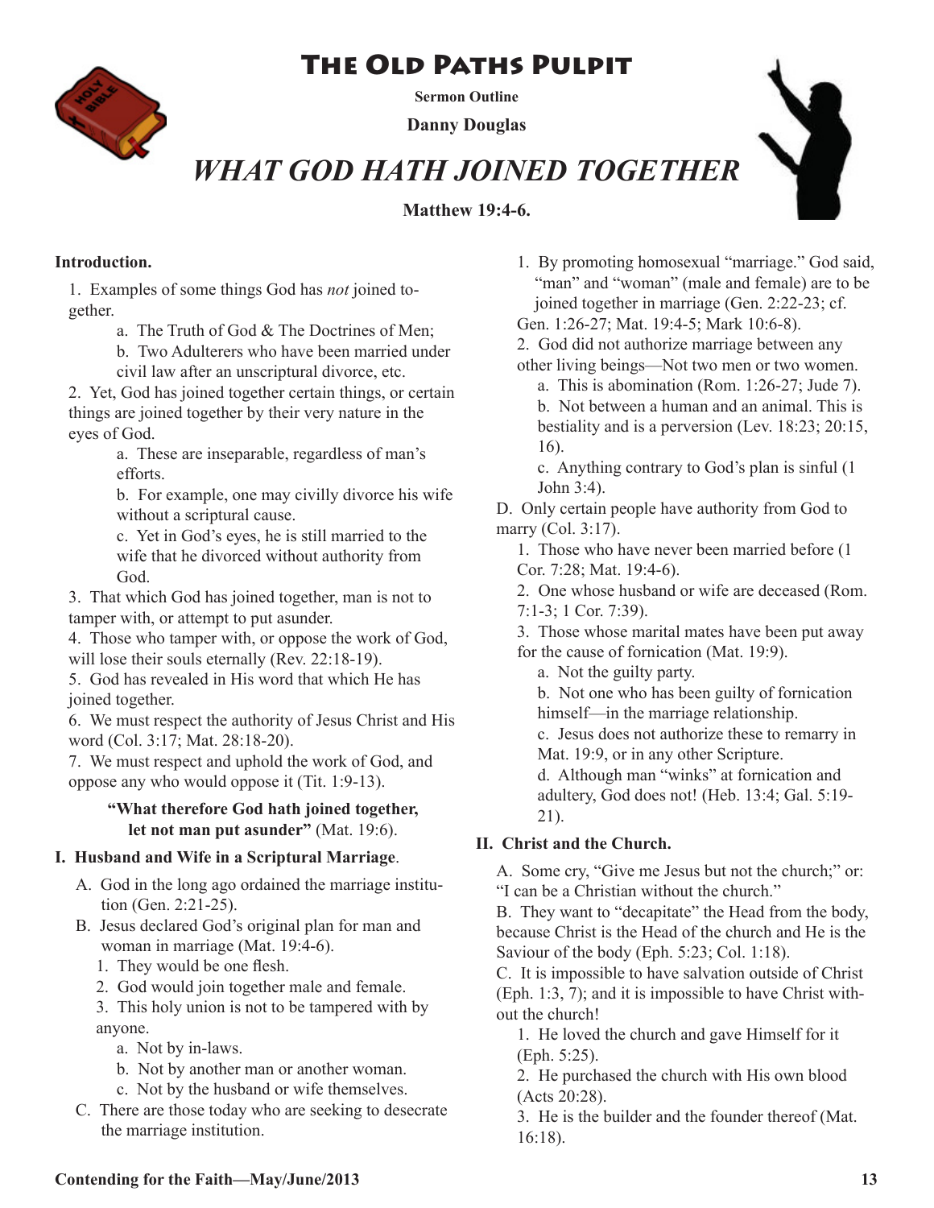# The Old Paths Pulpit

**Sermon Outline**

**Danny Douglas**

## *WHAT GOD HATH JOINED TOGETHER*

**Matthew 19:4-6.**

**Introduction.**

1. Examples of some things God has *not* joined together.
   - a. The Truth of God & The Doctrines of Men;
   - b. Two Adulterers who have been married under civil law after an unscriptural divorce, etc.
2. Yet, God has joined together certain things, or certain things are joined together by their very nature in the eyes of God.
   - a. These are inseparable, regardless of man's efforts.
   - b. For example, one may civilly divorce his wife without a scriptural cause.
   - c. Yet in God's eyes, he is still married to the wife that he divorced without authority from God.
3. That which God has joined together, man is not to tamper with, or attempt to put asunder.
4. Those who tamper with, or oppose the work of God, will lose their souls eternally (Rev. 22:18-19).
5. God has revealed in His word that which He has joined together.
6. We must respect the authority of Jesus Christ and His word (Col. 3:17; Mat. 28:18-20).
7. We must respect and uphold the work of God, and oppose any who would oppose it (Tit. 1:9-13).

**"What therefore God hath joined together, let not man put asunder"** (Mat. 19:6).

**I. Husband and Wife in a Scriptural Marriage**.

A. God in the long ago ordained the marriage institution (Gen. 2:21-25).

B. Jesus declared God's original plan for man and woman in marriage (Mat. 19:4-6).

1. They would be one flesh.
2. God would join together male and female.
3. This holy union is not to be tampered with by anyone.
   - a. Not by in-laws.
   - b. Not by another man or another woman.
   - c. Not by the husband or wife themselves.

C. There are those today who are seeking to desecrate the marriage institution.

1. By promoting homosexual "marriage." God said, "man" and "woman" (male and female) are to be joined together in marriage (Gen. 2:22-23; cf. Gen. 1:26-27; Mat. 19:4-5; Mark 10:6-8).
2. God did not authorize marriage between any other living beings—Not two men or two women.
   - a. This is abomination (Rom. 1:26-27; Jude 7).
   - b. Not between a human and an animal. This is bestiality and is a perversion (Lev. 18:23; 20:15, 16).
   - c. Anything contrary to God's plan is sinful (1 John 3:4).

D. Only certain people have authority from God to marry (Col. 3:17).

1. Those who have never been married before (1 Cor. 7:28; Mat. 19:4-6).
2. One whose husband or wife are deceased (Rom. 7:1-3; 1 Cor. 7:39).
3. Those whose marital mates have been put away for the cause of fornication (Mat. 19:9).
   - a. Not the guilty party.
   - b. Not one who has been guilty of fornication himself—in the marriage relationship.
   - c. Jesus does not authorize these to remarry in Mat. 19:9, or in any other Scripture.
   - d. Although man "winks" at fornication and adultery, God does not! (Heb. 13:4; Gal. 5:19-21).

**II. Christ and the Church.**

A. Some cry, "Give me Jesus but not the church;" or: "I can be a Christian without the church."

B. They want to "decapitate" the Head from the body, because Christ is the Head of the church and He is the Saviour of the body (Eph. 5:23; Col. 1:18).

C. It is impossible to have salvation outside of Christ (Eph. 1:3, 7); and it is impossible to have Christ without the church!

1. He loved the church and gave Himself for it (Eph. 5:25).
2. He purchased the church with His own blood (Acts 20:28).
3. He is the builder and the founder thereof (Mat. 16:18).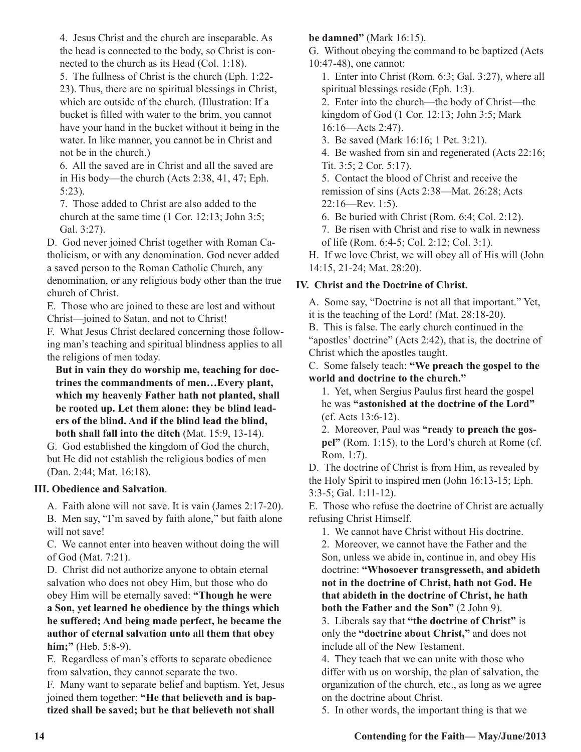4. Jesus Christ and the church are inseparable. As the head is connected to the body, so Christ is connected to the church as its Head (Col. 1:18).

5. The fullness of Christ is the church (Eph. 1:22-23). Thus, there are no spiritual blessings in Christ, which are outside of the church. (Illustration: If a bucket is filled with water to the brim, you cannot have your hand in the bucket without it being in the water. In like manner, you cannot be in Christ and not be in the church.)

6. All the saved are in Christ and all the saved are in His body—the church (Acts 2:38, 41, 47; Eph. 5:23).

7. Those added to Christ are also added to the church at the same time (1 Cor. 12:13; John 3:5; Gal. 3:27).

D. God never joined Christ together with Roman Catholicism, or with any denomination. God never added a saved person to the Roman Catholic Church, any denomination, or any religious body other than the true church of Christ.

E. Those who are joined to these are lost and without Christ—joined to Satan, and not to Christ!

F. What Jesus Christ declared concerning those following man's teaching and spiritual blindness applies to all the religions of men today.

> **But in vain they do worship me, teaching for doctrines the commandments of men…Every plant, which my heavenly Father hath not planted, shall be rooted up. Let them alone: they be blind leaders of the blind. And if the blind lead the blind, both shall fall into the ditch** (Mat. 15:9, 13-14).

G. God established the kingdom of God the church, but He did not establish the religious bodies of men (Dan. 2:44; Mat. 16:18).

### III. Obedience and Salvation.

A. Faith alone will not save. It is vain (James 2:17-20).

B. Men say, "I'm saved by faith alone," but faith alone will not save!

C. We cannot enter into heaven without doing the will of God (Mat. 7:21).

D. Christ did not authorize anyone to obtain eternal salvation who does not obey Him, but those who do obey Him will be eternally saved: **"Though he were a Son, yet learned he obedience by the things which he suffered; And being made perfect, he became the author of eternal salvation unto all them that obey him;"** (Heb. 5:8-9).

E. Regardless of man's efforts to separate obedience from salvation, they cannot separate the two.

F. Many want to separate belief and baptism. Yet, Jesus joined them together: **"He that believeth and is baptized shall be saved; but he that believeth not shall be damned"** (Mark 16:15).

G. Without obeying the command to be baptized (Acts 10:47-48), one cannot:

1. Enter into Christ (Rom. 6:3; Gal. 3:27), where all spiritual blessings reside (Eph. 1:3).
2. Enter into the church—the body of Christ—the kingdom of God (1 Cor. 12:13; John 3:5; Mark 16:16—Acts 2:47).
3. Be saved (Mark 16:16; 1 Pet. 3:21).
4. Be washed from sin and regenerated (Acts 22:16; Tit. 3:5; 2 Cor. 5:17).
5. Contact the blood of Christ and receive the remission of sins (Acts 2:38—Mat. 26:28; Acts 22:16—Rev. 1:5).
6. Be buried with Christ (Rom. 6:4; Col. 2:12).
7. Be risen with Christ and rise to walk in newness of life (Rom. 6:4-5; Col. 2:12; Col. 3:1).

H. If we love Christ, we will obey all of His will (John 14:15, 21-24; Mat. 28:20).

### IV. Christ and the Doctrine of Christ.

A. Some say, "Doctrine is not all that important." Yet, it is the teaching of the Lord! (Mat. 28:18-20).

B. This is false. The early church continued in the "apostles' doctrine" (Acts 2:42), that is, the doctrine of Christ which the apostles taught.

C. Some falsely teach: **"We preach the gospel to the world and doctrine to the church."**

1. Yet, when Sergius Paulus first heard the gospel he was **"astonished at the doctrine of the Lord"** (cf. Acts 13:6-12).
2. Moreover, Paul was **"ready to preach the gospel"** (Rom. 1:15), to the Lord's church at Rome (cf. Rom. 1:7).

D. The doctrine of Christ is from Him, as revealed by the Holy Spirit to inspired men (John 16:13-15; Eph. 3:3-5; Gal. 1:11-12).

E. Those who refuse the doctrine of Christ are actually refusing Christ Himself.

1. We cannot have Christ without His doctrine.
2. Moreover, we cannot have the Father and the Son, unless we abide in, continue in, and obey His doctrine: **"Whosoever transgresseth, and abideth not in the doctrine of Christ, hath not God. He that abideth in the doctrine of Christ, he hath both the Father and the Son"** (2 John 9).
3. Liberals say that **"the doctrine of Christ"** is only the **"doctrine about Christ,"** and does not include all of the New Testament.
4. They teach that we can unite with those who differ with us on worship, the plan of salvation, the organization of the church, etc., as long as we agree on the doctrine about Christ.
5. In other words, the important thing is that we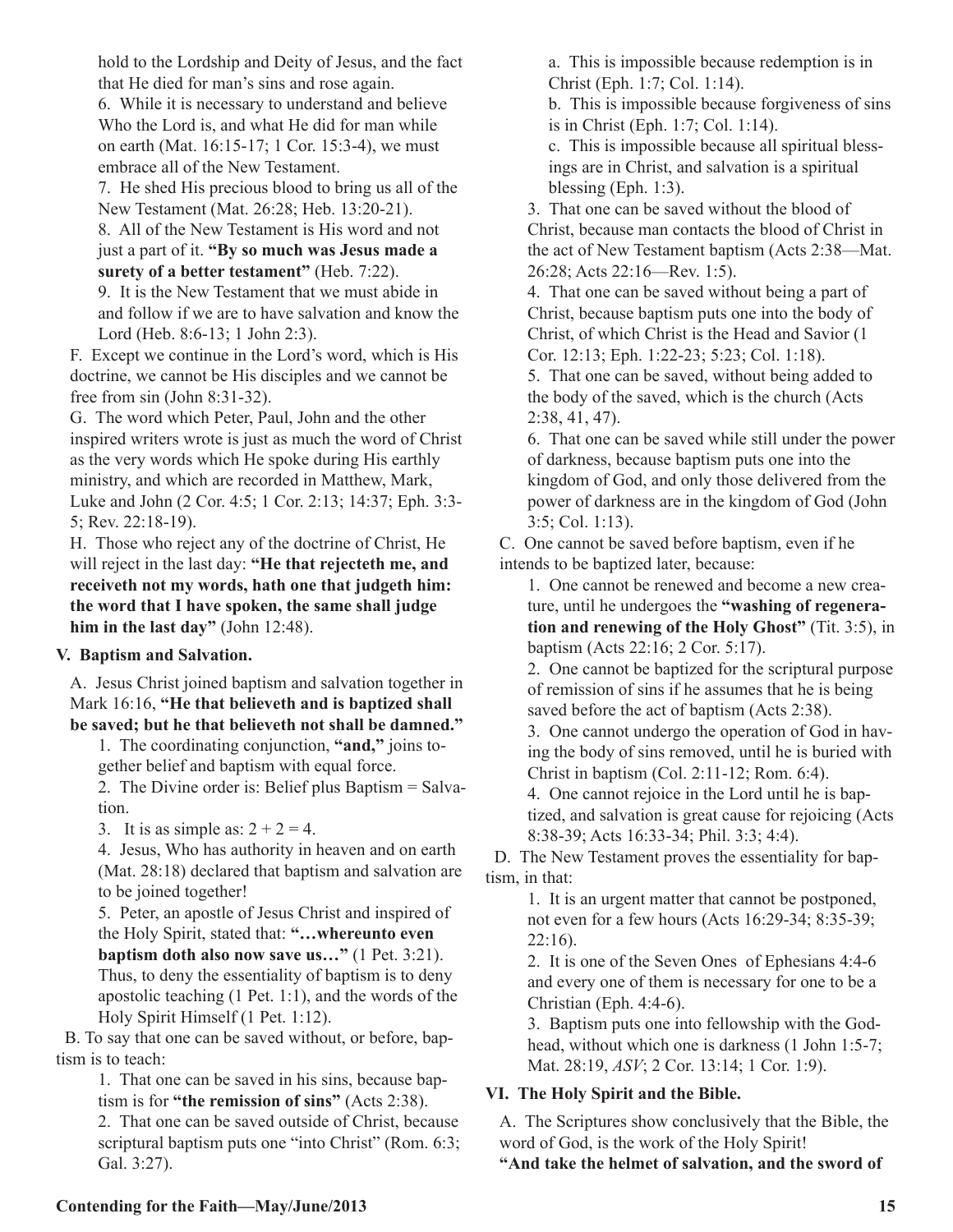hold to the Lordship and Deity of Jesus, and the fact that He died for man's sins and rose again.

6. While it is necessary to understand and believe Who the Lord is, and what He did for man while on earth (Mat. 16:15-17; 1 Cor. 15:3-4), we must embrace all of the New Testament.

7. He shed His precious blood to bring us all of the New Testament (Mat. 26:28; Heb. 13:20-21).

8. All of the New Testament is His word and not just a part of it. **"By so much was Jesus made a surety of a better testament"** (Heb. 7:22).

9. It is the New Testament that we must abide in and follow if we are to have salvation and know the Lord (Heb. 8:6-13; 1 John 2:3).

F. Except we continue in the Lord's word, which is His doctrine, we cannot be His disciples and we cannot be free from sin (John 8:31-32).

G. The word which Peter, Paul, John and the other inspired writers wrote is just as much the word of Christ as the very words which He spoke during His earthly ministry, and which are recorded in Matthew, Mark, Luke and John (2 Cor. 4:5; 1 Cor. 2:13; 14:37; Eph. 3:3-5; Rev. 22:18-19).

H. Those who reject any of the doctrine of Christ, He will reject in the last day: **"He that rejecteth me, and receiveth not my words, hath one that judgeth him: the word that I have spoken, the same shall judge him in the last day"** (John 12:48).

### V. Baptism and Salvation.

A. Jesus Christ joined baptism and salvation together in Mark 16:16, **"He that believeth and is baptized shall be saved; but he that believeth not shall be damned."**

1. The coordinating conjunction, **"and,"** joins together belief and baptism with equal force.

2. The Divine order is: Belief plus Baptism = Salvation.

3. It is as simple as: $2 + 2 = 4$.

4. Jesus, Who has authority in heaven and on earth (Mat. 28:18) declared that baptism and salvation are to be joined together!

5. Peter, an apostle of Jesus Christ and inspired of the Holy Spirit, stated that: **"…whereunto even baptism doth also now save us…"** (1 Pet. 3:21). Thus, to deny the essentiality of baptism is to deny apostolic teaching (1 Pet. 1:1), and the words of the Holy Spirit Himself (1 Pet. 1:12).

B. To say that one can be saved without, or before, baptism is to teach:

1. That one can be saved in his sins, because baptism is for **"the remission of sins"** (Acts 2:38).

2. That one can be saved outside of Christ, because scriptural baptism puts one "into Christ" (Rom. 6:3; Gal. 3:27).

a. This is impossible because redemption is in Christ (Eph. 1:7; Col. 1:14).

b. This is impossible because forgiveness of sins is in Christ (Eph. 1:7; Col. 1:14).

c. This is impossible because all spiritual blessings are in Christ, and salvation is a spiritual blessing (Eph. 1:3).

3. That one can be saved without the blood of Christ, because man contacts the blood of Christ in the act of New Testament baptism (Acts 2:38—Mat. 26:28; Acts 22:16—Rev. 1:5).

4. That one can be saved without being a part of Christ, because baptism puts one into the body of Christ, of which Christ is the Head and Savior (1 Cor. 12:13; Eph. 1:22-23; 5:23; Col. 1:18).

5. That one can be saved, without being added to the body of the saved, which is the church (Acts 2:38, 41, 47).

6. That one can be saved while still under the power of darkness, because baptism puts one into the kingdom of God, and only those delivered from the power of darkness are in the kingdom of God (John 3:5; Col. 1:13).

C. One cannot be saved before baptism, even if he intends to be baptized later, because:

1. One cannot be renewed and become a new creature, until he undergoes the **"washing of regeneration and renewing of the Holy Ghost"** (Tit. 3:5), in baptism (Acts 22:16; 2 Cor. 5:17).

2. One cannot be baptized for the scriptural purpose of remission of sins if he assumes that he is being saved before the act of baptism (Acts 2:38).

3. One cannot undergo the operation of God in having the body of sins removed, until he is buried with Christ in baptism (Col. 2:11-12; Rom. 6:4).

4. One cannot rejoice in the Lord until he is baptized, and salvation is great cause for rejoicing (Acts 8:38-39; Acts 16:33-34; Phil. 3:3; 4:4).

D. The New Testament proves the essentiality for baptism, in that:

1. It is an urgent matter that cannot be postponed, not even for a few hours (Acts 16:29-34; 8:35-39; 22:16).

2. It is one of the Seven Ones of Ephesians 4:4-6 and every one of them is necessary for one to be a Christian (Eph. 4:4-6).

3. Baptism puts one into fellowship with the Godhead, without which one is darkness (1 John 1:5-7; Mat. 28:19, *ASV*; 2 Cor. 13:14; 1 Cor. 1:9).

### VI. The Holy Spirit and the Bible.

A. The Scriptures show conclusively that the Bible, the word of God, is the work of the Holy Spirit!

**"And take the helmet of salvation, and the sword of**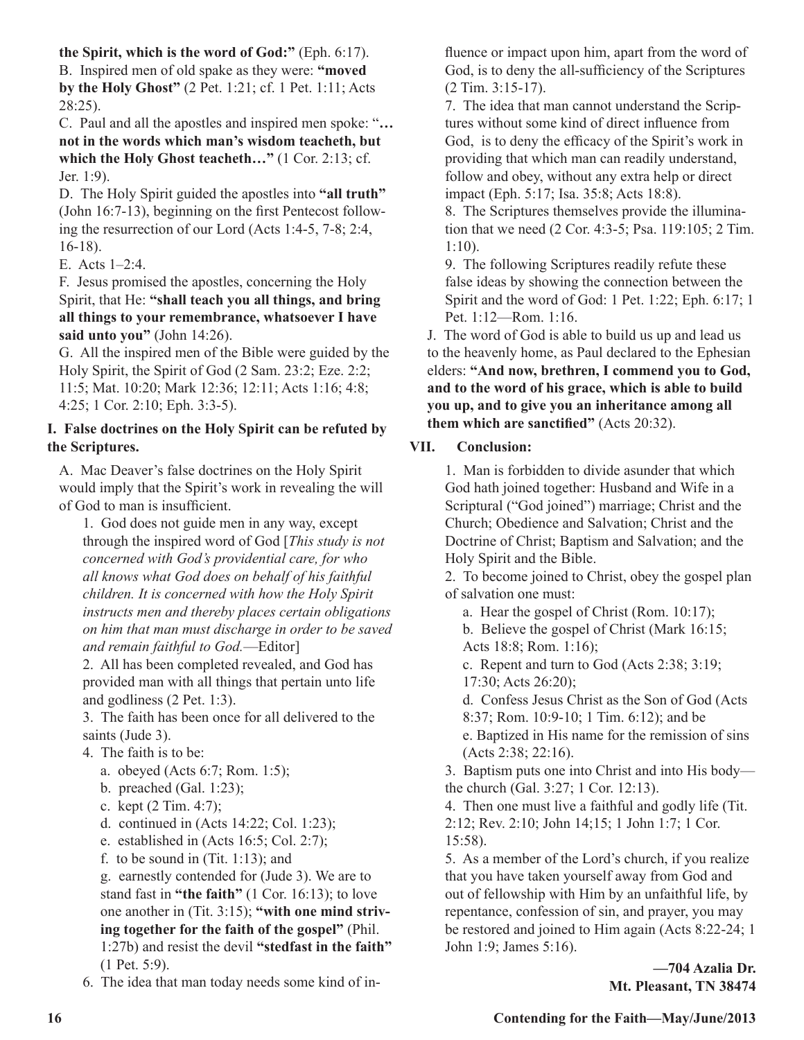**the Spirit, which is the word of God:"** (Eph. 6:17).

B. Inspired men of old spake as they were: **"moved by the Holy Ghost"** (2 Pet. 1:21; cf. 1 Pet. 1:11; Acts 28:25).

C. Paul and all the apostles and inspired men spoke: "**… not in the words which man's wisdom teacheth, but which the Holy Ghost teacheth…"** (1 Cor. 2:13; cf. Jer. 1:9).

D. The Holy Spirit guided the apostles into **"all truth"** (John 16:7-13), beginning on the first Pentecost following the resurrection of our Lord (Acts 1:4-5, 7-8; 2:4, 16-18).

E. Acts 1–2:4.

F. Jesus promised the apostles, concerning the Holy Spirit, that He: **"shall teach you all things, and bring all things to your remembrance, whatsoever I have said unto you"** (John 14:26).

G. All the inspired men of the Bible were guided by the Holy Spirit, the Spirit of God (2 Sam. 23:2; Eze. 2:2; 11:5; Mat. 10:20; Mark 12:36; 12:11; Acts 1:16; 4:8; 4:25; 1 Cor. 2:10; Eph. 3:3-5).

**I. False doctrines on the Holy Spirit can be refuted by the Scriptures.**

A. Mac Deaver's false doctrines on the Holy Spirit would imply that the Spirit's work in revealing the will of God to man is insufficient.

1. God does not guide men in any way, except through the inspired word of God [*This study is not concerned with God's providential care, for who all knows what God does on behalf of his faithful children. It is concerned with how the Holy Spirit instructs men and thereby places certain obligations on him that man must discharge in order to be saved and remain faithful to God.*—Editor]

2. All has been completed revealed, and God has provided man with all things that pertain unto life and godliness (2 Pet. 1:3).

3. The faith has been once for all delivered to the saints (Jude 3).

4. The faith is to be:

a. obeyed (Acts 6:7; Rom. 1:5);

b. preached (Gal. 1:23);

c. kept (2 Tim. 4:7);

d. continued in (Acts 14:22; Col. 1:23);

e. established in (Acts 16:5; Col. 2:7);

f. to be sound in (Tit. 1:13); and

g. earnestly contended for (Jude 3). We are to stand fast in **"the faith"** (1 Cor. 16:13); to love one another in (Tit. 3:15); **"with one mind striving together for the faith of the gospel"** (Phil. 1:27b) and resist the devil **"stedfast in the faith"** (1 Pet. 5:9).

6. The idea that man today needs some kind of influence or impact upon him, apart from the word of God, is to deny the all-sufficiency of the Scriptures (2 Tim. 3:15-17).

7. The idea that man cannot understand the Scriptures without some kind of direct influence from God, is to deny the efficacy of the Spirit's work in providing that which man can readily understand, follow and obey, without any extra help or direct impact (Eph. 5:17; Isa. 35:8; Acts 18:8).

8. The Scriptures themselves provide the illumination that we need (2 Cor. 4:3-5; Psa. 119:105; 2 Tim. 1:10).

9. The following Scriptures readily refute these false ideas by showing the connection between the Spirit and the word of God: 1 Pet. 1:22; Eph. 6:17; 1 Pet. 1:12—Rom. 1:16.

J. The word of God is able to build us up and lead us to the heavenly home, as Paul declared to the Ephesian elders: **"And now, brethren, I commend you to God, and to the word of his grace, which is able to build you up, and to give you an inheritance among all them which are sanctified"** (Acts 20:32).

**VII. Conclusion:**

1. Man is forbidden to divide asunder that which God hath joined together: Husband and Wife in a Scriptural ("God joined") marriage; Christ and the Church; Obedience and Salvation; Christ and the Doctrine of Christ; Baptism and Salvation; and the Holy Spirit and the Bible.

2. To become joined to Christ, obey the gospel plan of salvation one must:

a. Hear the gospel of Christ (Rom. 10:17);

b. Believe the gospel of Christ (Mark 16:15; Acts 18:8; Rom. 1:16);

c. Repent and turn to God (Acts 2:38; 3:19; 17:30; Acts 26:20);

d. Confess Jesus Christ as the Son of God (Acts 8:37; Rom. 10:9-10; 1 Tim. 6:12); and be

e. Baptized in His name for the remission of sins (Acts 2:38; 22:16).

3. Baptism puts one into Christ and into His body—the church (Gal. 3:27; 1 Cor. 12:13).

4. Then one must live a faithful and godly life (Tit. 2:12; Rev. 2:10; John 14;15; 1 John 1:7; 1 Cor. 15:58).

5. As a member of the Lord's church, if you realize that you have taken yourself away from God and out of fellowship with Him by an unfaithful life, by repentance, confession of sin, and prayer, you may be restored and joined to Him again (Acts 8:22-24; 1 John 1:9; James 5:16).

**—704 Azalia Dr.**
**Mt. Pleasant, TN 38474**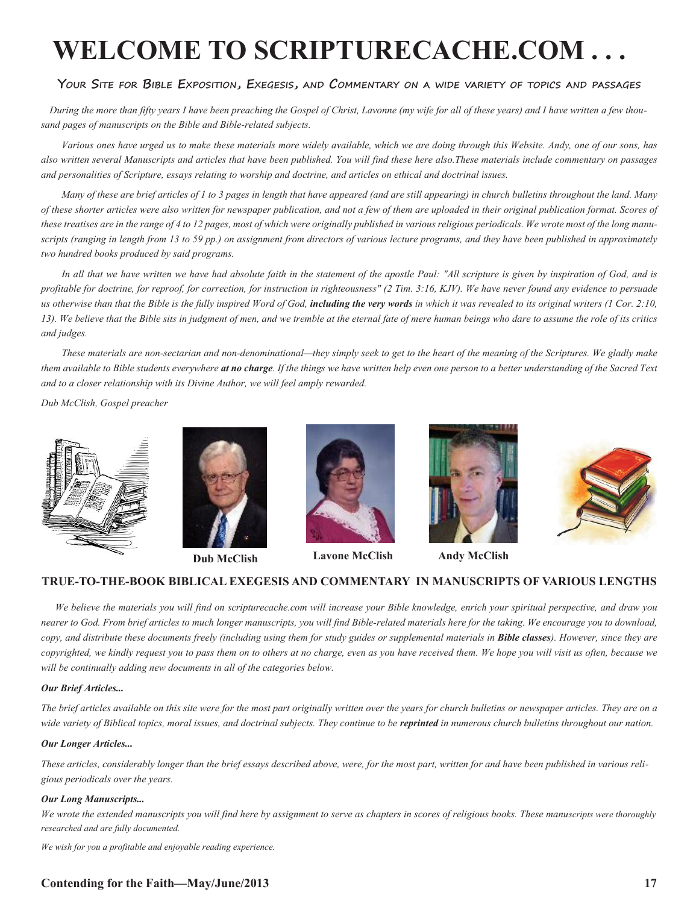# WELCOME TO SCRIPTURECACHE.COM . . .

### Your Site for Bible Exposition, Exegesis, and Commentary on a wide variety of topics and passages

*During the more than fifty years I have been preaching the Gospel of Christ, Lavonne (my wife for all of these years) and I have written a few thousand pages of manuscripts on the Bible and Bible-related subjects.*

*Various ones have urged us to make these materials more widely available, which we are doing through this Website. Andy, one of our sons, has also written several Manuscripts and articles that have been published. You will find these here also.These materials include commentary on passages and personalities of Scripture, essays relating to worship and doctrine, and articles on ethical and doctrinal issues.*

*Many of these are brief articles of 1 to 3 pages in length that have appeared (and are still appearing) in church bulletins throughout the land. Many of these shorter articles were also written for newspaper publication, and not a few of them are uploaded in their original publication format. Scores of these treatises are in the range of 4 to 12 pages, most of which were originally published in various religious periodicals. We wrote most of the long manuscripts (ranging in length from 13 to 59 pp.) on assignment from directors of various lecture programs, and they have been published in approximately two hundred books produced by said programs.*

*In all that we have written we have had absolute faith in the statement of the apostle Paul: "All scripture is given by inspiration of God, and is profitable for doctrine, for reproof, for correction, for instruction in righteousness" (2 Tim. 3:16, KJV). We have never found any evidence to persuade us otherwise than that the Bible is the fully inspired Word of God,* ***including the very words*** *in which it was revealed to its original writers (1 Cor. 2:10, 13). We believe that the Bible sits in judgment of men, and we tremble at the eternal fate of mere human beings who dare to assume the role of its critics and judges.*

*These materials are non-sectarian and non-denominational—they simply seek to get to the heart of the meaning of the Scriptures. We gladly make them available to Bible students everywhere* ***at no charge****. If the things we have written help even one person to a better understanding of the Sacred Text and to a closer relationship with its Divine Author, we will feel amply rewarded.*

*Dub McClish, Gospel preacher*

**Dub McClish** **Lavone McClish** **Andy McClish**

## TRUE-TO-THE-BOOK BIBLICAL EXEGESIS AND COMMENTARY IN MANUSCRIPTS OF VARIOUS LENGTHS

*We believe the materials you will find on scripturecache.com will increase your Bible knowledge, enrich your spiritual perspective, and draw you nearer to God. From brief articles to much longer manuscripts, you will find Bible-related materials here for the taking. We encourage you to download, copy, and distribute these documents freely (including using them for study guides or supplemental materials in* ***Bible classes****). However, since they are copyrighted, we kindly request you to pass them on to others at no charge, even as you have received them. We hope you will visit us often, because we will be continually adding new documents in all of the categories below.*

***Our Brief Articles...***

*The brief articles available on this site were for the most part originally written over the years for church bulletins or newspaper articles. They are on a wide variety of Biblical topics, moral issues, and doctrinal subjects. They continue to be* ***reprinted*** *in numerous church bulletins throughout our nation.*

***Our Longer Articles...***

*These articles, considerably longer than the brief essays described above, were, for the most part, written for and have been published in various religious periodicals over the years.*

***Our Long Manuscripts...***

*We wrote the extended manuscripts you will find here by assignment to serve as chapters in scores of religious books. These manuscripts were thoroughly researched and are fully documented.*

*We wish for you a profitable and enjoyable reading experience.*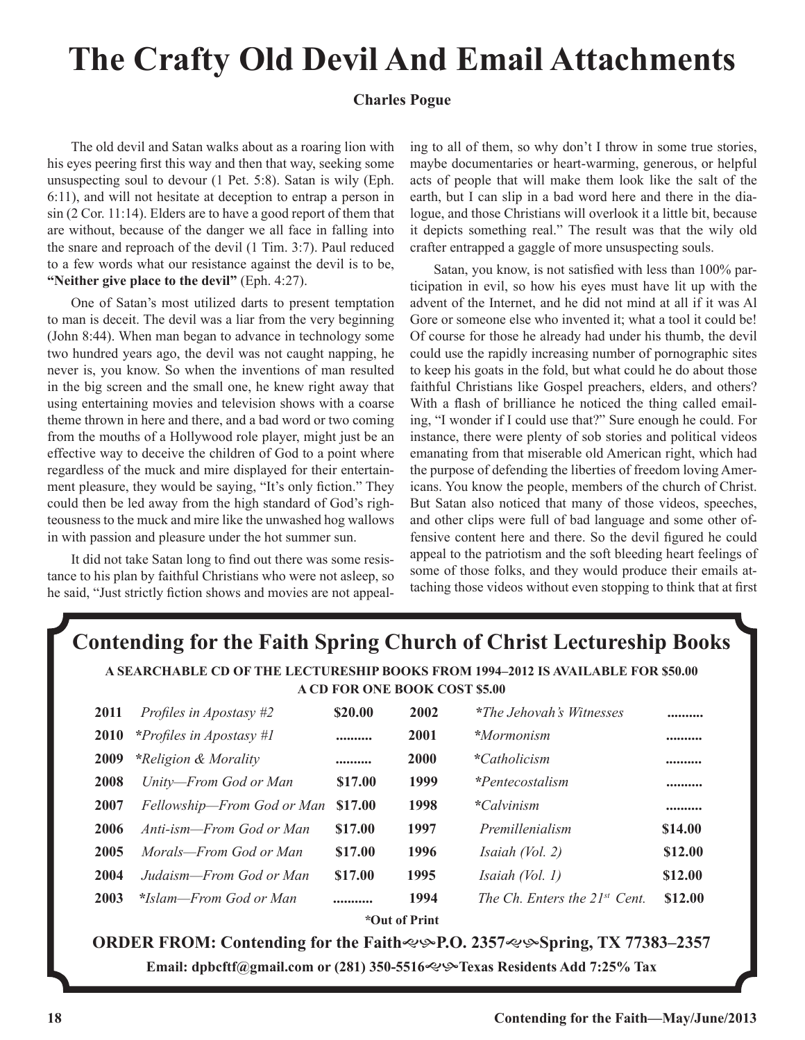# The Crafty Old Devil And Email Attachments

**Charles Pogue**

The old devil and Satan walks about as a roaring lion with his eyes peering first this way and then that way, seeking some unsuspecting soul to devour (1 Pet. 5:8). Satan is wily (Eph. 6:11), and will not hesitate at deception to entrap a person in sin (2 Cor. 11:14). Elders are to have a good report of them that are without, because of the danger we all face in falling into the snare and reproach of the devil (1 Tim. 3:7). Paul reduced to a few words what our resistance against the devil is to be, **"Neither give place to the devil"** (Eph. 4:27).

One of Satan's most utilized darts to present temptation to man is deceit. The devil was a liar from the very beginning (John 8:44). When man began to advance in technology some two hundred years ago, the devil was not caught napping, he never is, you know. So when the inventions of man resulted in the big screen and the small one, he knew right away that using entertaining movies and television shows with a coarse theme thrown in here and there, and a bad word or two coming from the mouths of a Hollywood role player, might just be an effective way to deceive the children of God to a point where regardless of the muck and mire displayed for their entertainment pleasure, they would be saying, "It's only fiction." They could then be led away from the high standard of God's righteousness to the muck and mire like the unwashed hog wallows in with passion and pleasure under the hot summer sun.

It did not take Satan long to find out there was some resistance to his plan by faithful Christians who were not asleep, so he said, "Just strictly fiction shows and movies are not appealing to all of them, so why don't I throw in some true stories, maybe documentaries or heart-warming, generous, or helpful acts of people that will make them look like the salt of the earth, but I can slip in a bad word here and there in the dialogue, and those Christians will overlook it a little bit, because it depicts something real." The result was that the wily old crafter entrapped a gaggle of more unsuspecting souls.

Satan, you know, is not satisfied with less than 100% participation in evil, so how his eyes must have lit up with the advent of the Internet, and he did not mind at all if it was Al Gore or someone else who invented it; what a tool it could be! Of course for those he already had under his thumb, the devil could use the rapidly increasing number of pornographic sites to keep his goats in the fold, but what could he do about those faithful Christians like Gospel preachers, elders, and others? With a flash of brilliance he noticed the thing called emailing, "I wonder if I could use that?" Sure enough he could. For instance, there were plenty of sob stories and political videos emanating from that miserable old American right, which had the purpose of defending the liberties of freedom loving Americans. You know the people, members of the church of Christ. But Satan also noticed that many of those videos, speeches, and other clips were full of bad language and some other offensive content here and there. So the devil figured he could appeal to the patriotism and the soft bleeding heart feelings of some of those folks, and they would produce their emails attaching those videos without even stopping to think that at first

## Contending for the Faith Spring Church of Christ Lectureship Books

**A SEARCHABLE CD OF THE LECTURESHIP BOOKS FROM 1994–2012 IS AVAILABLE FOR $50.00**
**A CD FOR ONE BOOK COST $5.00**

| Year | Title | Price | Year | Title | Price |
|---|---|---|---|---|---|
| **2011** | *Profiles in Apostasy #2* | **$20.00** | **2002** | ***The Jehovah's Witnesses*** | .......... |
| **2010** | ***Profiles in Apostasy #1*** | .......... | **2001** | ***Mormonism*** | .......... |
| **2009** | ***Religion & Morality*** | .......... | **2000** | ***Catholicism*** | .......... |
| **2008** | *Unity—From God or Man* | **$17.00** | **1999** | ***Pentecostalism*** | .......... |
| **2007** | *Fellowship—From God or Man* | **$17.00** | **1998** | ***Calvinism*** | .......... |
| **2006** | *Anti-ism—From God or Man* | **$17.00** | **1997** | *Premillenialism* | **$14.00** |
| **2005** | *Morals—From God or Man* | **$17.00** | **1996** | *Isaiah (Vol. 2)* | **$12.00** |
| **2004** | *Judaism—From God or Man* | **$17.00** | **1995** | *Isaiah (Vol. 1)* | **$12.00** |
| **2003** | ***Islam—From God or Man*** | ........... | **1994** | *The Ch. Enters the 21st Cent.* | **$12.00** |

**\*Out of Print**

**ORDER FROM: Contending for the Faith P.O. 2357 Spring, TX 77383–2357**

**Email: dpbcftf@gmail.com or (281) 350-5516 Texas Residents Add 7:25% Tax**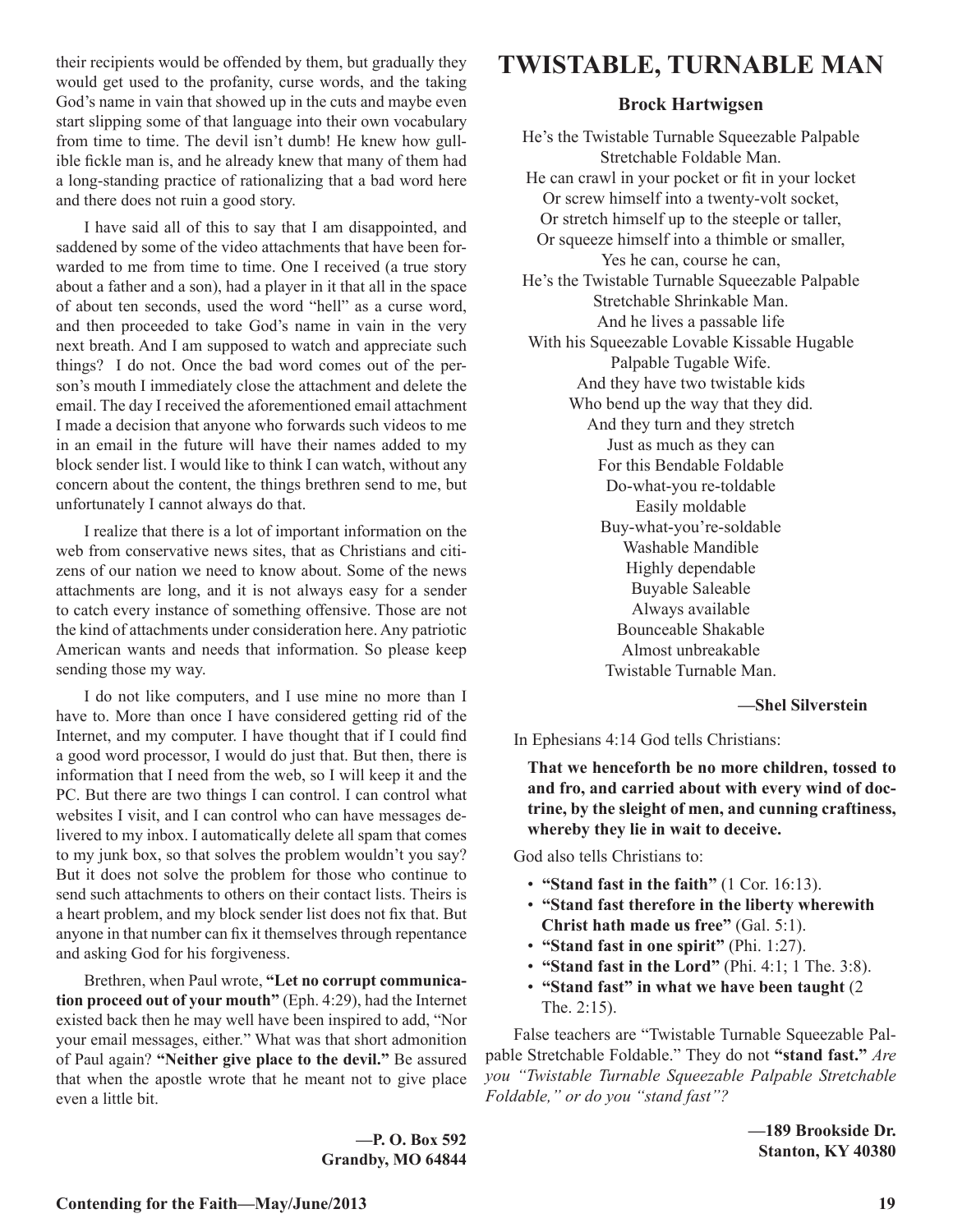their recipients would be offended by them, but gradually they would get used to the profanity, curse words, and the taking God's name in vain that showed up in the cuts and maybe even start slipping some of that language into their own vocabulary from time to time. The devil isn't dumb! He knew how gullible fickle man is, and he already knew that many of them had a long-standing practice of rationalizing that a bad word here and there does not ruin a good story.

I have said all of this to say that I am disappointed, and saddened by some of the video attachments that have been forwarded to me from time to time. One I received (a true story about a father and a son), had a player in it that all in the space of about ten seconds, used the word "hell" as a curse word, and then proceeded to take God's name in vain in the very next breath. And I am supposed to watch and appreciate such things? I do not. Once the bad word comes out of the person's mouth I immediately close the attachment and delete the email. The day I received the aforementioned email attachment I made a decision that anyone who forwards such videos to me in an email in the future will have their names added to my block sender list. I would like to think I can watch, without any concern about the content, the things brethren send to me, but unfortunately I cannot always do that.

I realize that there is a lot of important information on the web from conservative news sites, that as Christians and citizens of our nation we need to know about. Some of the news attachments are long, and it is not always easy for a sender to catch every instance of something offensive. Those are not the kind of attachments under consideration here. Any patriotic American wants and needs that information. So please keep sending those my way.

I do not like computers, and I use mine no more than I have to. More than once I have considered getting rid of the Internet, and my computer. I have thought that if I could find a good word processor, I would do just that. But then, there is information that I need from the web, so I will keep it and the PC. But there are two things I can control. I can control what websites I visit, and I can control who can have messages delivered to my inbox. I automatically delete all spam that comes to my junk box, so that solves the problem wouldn't you say? But it does not solve the problem for those who continue to send such attachments to others on their contact lists. Theirs is a heart problem, and my block sender list does not fix that. But anyone in that number can fix it themselves through repentance and asking God for his forgiveness.

Brethren, when Paul wrote, **"Let no corrupt communication proceed out of your mouth"** (Eph. 4:29), had the Internet existed back then he may well have been inspired to add, "Nor your email messages, either." What was that short admonition of Paul again? **"Neither give place to the devil."** Be assured that when the apostle wrote that he meant not to give place even a little bit.

**—P. O. Box 592**
**Grandby, MO 64844**

# TWISTABLE, TURNABLE MAN

### Brock Hartwigsen

He's the Twistable Turnable Squeezable Palpable
Stretchable Foldable Man.
He can crawl in your pocket or fit in your locket
Or screw himself into a twenty-volt socket,
Or stretch himself up to the steeple or taller,
Or squeeze himself into a thimble or smaller,
Yes he can, course he can,
He's the Twistable Turnable Squeezable Palpable
Stretchable Shrinkable Man.
And he lives a passable life
With his Squeezable Lovable Kissable Hugable
Palpable Tugable Wife.
And they have two twistable kids
Who bend up the way that they did.
And they turn and they stretch
Just as much as they can
For this Bendable Foldable
Do-what-you re-toldable
Easily moldable
Buy-what-you're-soldable
Washable Mandible
Highly dependable
Buyable Saleable
Always available
Bounceable Shakable
Almost unbreakable
Twistable Turnable Man.

**—Shel Silverstein**

In Ephesians 4:14 God tells Christians:

> **That we henceforth be no more children, tossed to and fro, and carried about with every wind of doctrine, by the sleight of men, and cunning craftiness, whereby they lie in wait to deceive.**

God also tells Christians to:

- **"Stand fast in the faith"** (1 Cor. 16:13).
- **"Stand fast therefore in the liberty wherewith Christ hath made us free"** (Gal. 5:1).
- **"Stand fast in one spirit"** (Phi. 1:27).
- **"Stand fast in the Lord"** (Phi. 4:1; 1 The. 3:8).
- **"Stand fast" in what we have been taught** (2 The. 2:15).

False teachers are "Twistable Turnable Squeezable Palpable Stretchable Foldable." They do not **"stand fast."** *Are you "Twistable Turnable Squeezable Palpable Stretchable Foldable," or do you "stand fast"?*

**—189 Brookside Dr.**
**Stanton, KY 40380**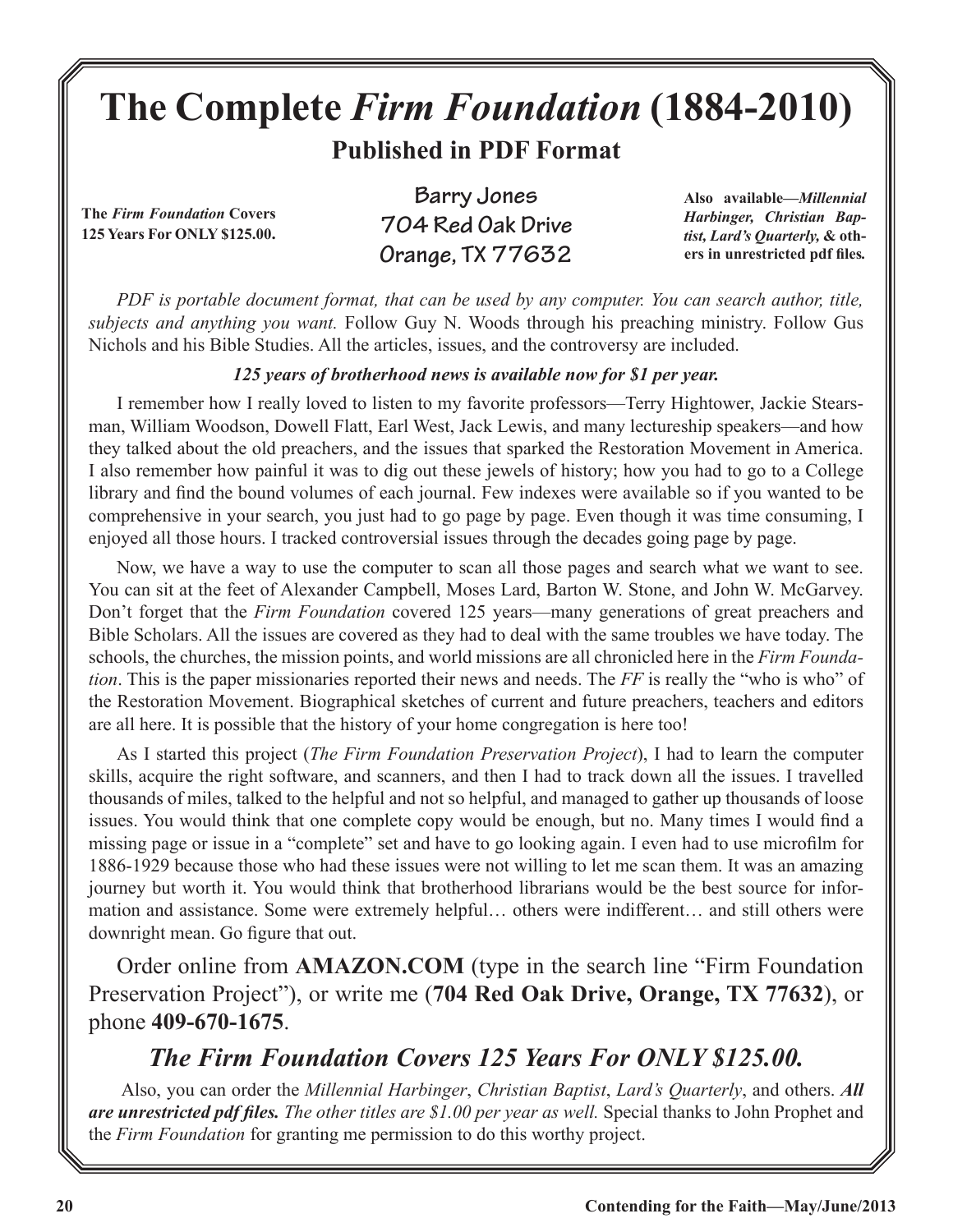# The Complete *Firm Foundation* (1884-2010)

## Published in PDF Format

**The *Firm Foundation* Covers 125 Years For ONLY $125.00.**

**Barry Jones**
**704 Red Oak Drive**
**Orange, TX 77632**

**Also available—*Millennial Harbinger, Christian Baptist, Lard's Quarterly,* & others in unrestricted pdf files.**

*PDF is portable document format, that can be used by any computer. You can search author, title, subjects and anything you want.* Follow Guy N. Woods through his preaching ministry. Follow Gus Nichols and his Bible Studies. All the articles, issues, and the controversy are included.

***125 years of brotherhood news is available now for $1 per year.***

I remember how I really loved to listen to my favorite professors—Terry Hightower, Jackie Stearsman, William Woodson, Dowell Flatt, Earl West, Jack Lewis, and many lectureship speakers—and how they talked about the old preachers, and the issues that sparked the Restoration Movement in America. I also remember how painful it was to dig out these jewels of history; how you had to go to a College library and find the bound volumes of each journal. Few indexes were available so if you wanted to be comprehensive in your search, you just had to go page by page. Even though it was time consuming, I enjoyed all those hours. I tracked controversial issues through the decades going page by page.

Now, we have a way to use the computer to scan all those pages and search what we want to see. You can sit at the feet of Alexander Campbell, Moses Lard, Barton W. Stone, and John W. McGarvey. Don't forget that the *Firm Foundation* covered 125 years—many generations of great preachers and Bible Scholars. All the issues are covered as they had to deal with the same troubles we have today. The schools, the churches, the mission points, and world missions are all chronicled here in the *Firm Foundation*. This is the paper missionaries reported their news and needs. The *FF* is really the "who is who" of the Restoration Movement. Biographical sketches of current and future preachers, teachers and editors are all here. It is possible that the history of your home congregation is here too!

As I started this project (*The Firm Foundation Preservation Project*), I had to learn the computer skills, acquire the right software, and scanners, and then I had to track down all the issues. I travelled thousands of miles, talked to the helpful and not so helpful, and managed to gather up thousands of loose issues. You would think that one complete copy would be enough, but no. Many times I would find a missing page or issue in a "complete" set and have to go looking again. I even had to use microfilm for 1886-1929 because those who had these issues were not willing to let me scan them. It was an amazing journey but worth it. You would think that brotherhood librarians would be the best source for information and assistance. Some were extremely helpful… others were indifferent… and still others were downright mean. Go figure that out.

Order online from **AMAZON.COM** (type in the search line "Firm Foundation Preservation Project"), or write me (**704 Red Oak Drive, Orange, TX 77632**), or phone **409-670-1675**.

### *The Firm Foundation Covers 125 Years For ONLY $125.00.*

Also, you can order the *Millennial Harbinger*, *Christian Baptist*, *Lard's Quarterly*, and others. ***All are unrestricted pdf files.*** *The other titles are $1.00 per year as well.* Special thanks to John Prophet and the *Firm Foundation* for granting me permission to do this worthy project.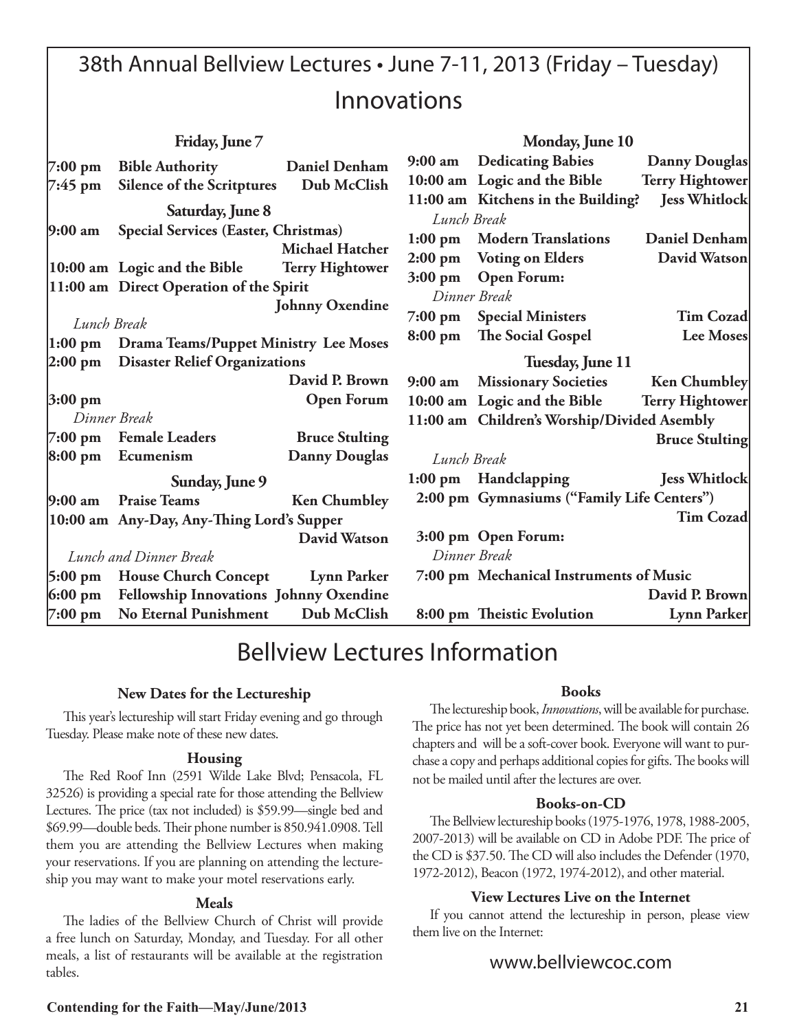# 38th Annual Bellview Lectures • June 7-11, 2013 (Friday – Tuesday)

## Innovations

### Friday, June 7

| Time | Topic | Speaker |
|---|---|---|
| 7:00 pm | Bible Authority | Daniel Denham |
| 7:45 pm | Silence of the Scritptures | Dub McClish |

### Saturday, June 8

| Time | Topic | Speaker |
|---|---|---|
| 9:00 am | Special Services (Easter, Christmas) | Michael Hatcher |
| 10:00 am | Logic and the Bible | Terry Hightower |
| 11:00 am | Direct Operation of the Spirit | Johnny Oxendine |
| *Lunch Break* | | |
| 1:00 pm | Drama Teams/Puppet Ministry | Lee Moses |
| 2:00 pm | Disaster Relief Organizations | David P. Brown |
| 3:00 pm | | Open Forum |
| *Dinner Break* | | |
| 7:00 pm | Female Leaders | Bruce Stulting |
| 8:00 pm | Ecumenism | Danny Douglas |

### Sunday, June 9

| Time | Topic | Speaker |
|---|---|---|
| 9:00 am | Praise Teams | Ken Chumbley |
| 10:00 am | Any-Day, Any-Thing Lord's Supper | David Watson |
| *Lunch and Dinner Break* | | |
| 5:00 pm | House Church Concept | Lynn Parker |
| 6:00 pm | Fellowship Innovations | Johnny Oxendine |
| 7:00 pm | No Eternal Punishment | Dub McClish |

### Monday, June 10

| Time | Topic | Speaker |
|---|---|---|
| 9:00 am | Dedicating Babies | Danny Douglas |
| 10:00 am | Logic and the Bible | Terry Hightower |
| 11:00 am | Kitchens in the Building? | Jess Whitlock |
| *Lunch Break* | | |
| 1:00 pm | Modern Translations | Daniel Denham |
| 2:00 pm | Voting on Elders | David Watson |
| 3:00 pm | Open Forum: | |
| *Dinner Break* | | |
| 7:00 pm | Special Ministers | Tim Cozad |
| 8:00 pm | The Social Gospel | Lee Moses |

### Tuesday, June 11

| Time | Topic | Speaker |
|---|---|---|
| 9:00 am | Missionary Societies | Ken Chumbley |
| 10:00 am | Logic and the Bible | Terry Hightower |
| 11:00 am | Children's Worship/Divided Asembly | Bruce Stulting |
| *Lunch Break* | | |
| 1:00 pm | Handclapping | Jess Whitlock |
| 2:00 pm | Gymnasiums ("Family Life Centers") | Tim Cozad |
| 3:00 pm | Open Forum: | |
| *Dinner Break* | | |
| 7:00 pm | Mechanical Instruments of Music | David P. Brown |
| 8:00 pm | Theistic Evolution | Lynn Parker |

# Bellview Lectures Information

**New Dates for the Lectureship**

This year's lectureship will start Friday evening and go through Tuesday. Please make note of these new dates.

**Housing**

The Red Roof Inn (2591 Wilde Lake Blvd; Pensacola, FL 32526) is providing a special rate for those attending the Bellview Lectures. The price (tax not included) is $59.99—single bed and $69.99—double beds. Their phone number is 850.941.0908. Tell them you are attending the Bellview Lectures when making your reservations. If you are planning on attending the lectureship you may want to make your motel reservations early.

**Meals**

The ladies of the Bellview Church of Christ will provide a free lunch on Saturday, Monday, and Tuesday. For all other meals, a list of restaurants will be available at the registration tables.

**Books**

The lectureship book, *Innovations*, will be available for purchase. The price has not yet been determined. The book will contain 26 chapters and will be a soft-cover book. Everyone will want to purchase a copy and perhaps additional copies for gifts. The books will not be mailed until after the lectures are over.

**Books-on-CD**

The Bellview lectureship books (1975-1976, 1978, 1988-2005, 2007-2013) will be available on CD in Adobe PDF. The price of the CD is $37.50. The CD will also includes the Defender (1970, 1972-2012), Beacon (1972, 1974-2012), and other material.

**View Lectures Live on the Internet**

If you cannot attend the lectureship in person, please view them live on the Internet:

www.bellviewcoc.com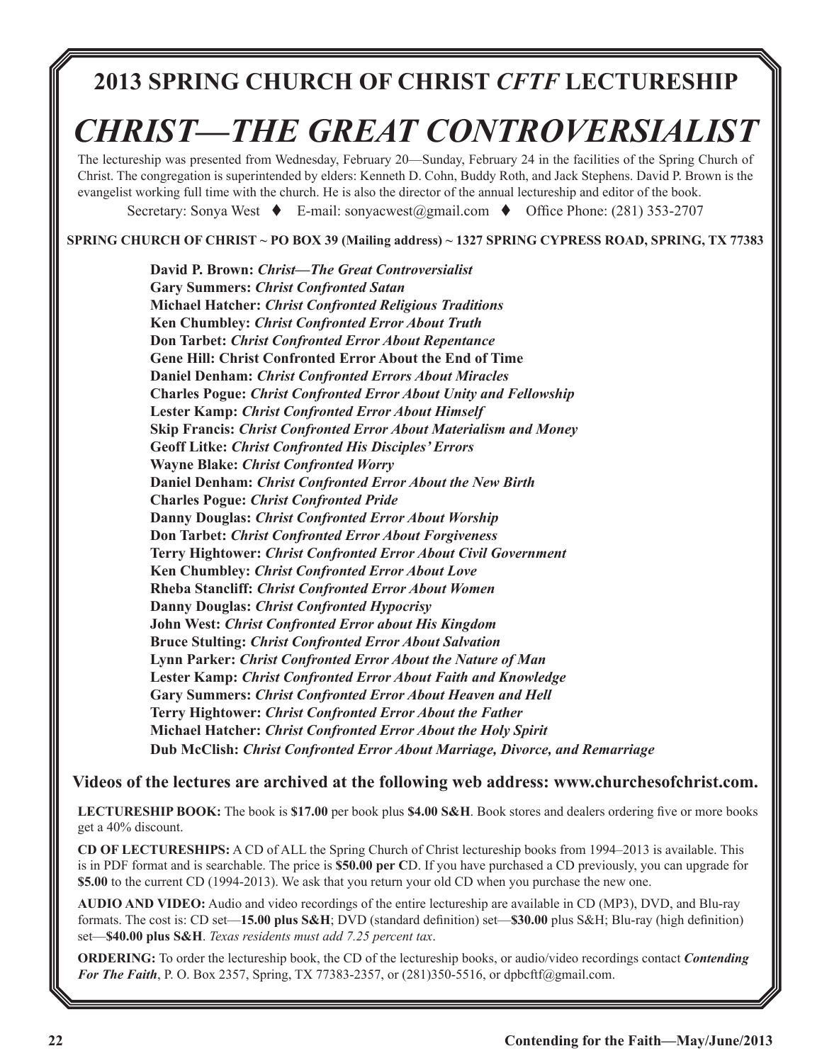## 2013 SPRING CHURCH OF CHRIST *CFTF* LECTURESHIP

# *CHRIST—THE GREAT CONTROVERSIALIST*

The lectureship was presented from Wednesday, February 20—Sunday, February 24 in the facilities of the Spring Church of Christ. The congregation is superintended by elders: Kenneth D. Cohn, Buddy Roth, and Jack Stephens. David P. Brown is the evangelist working full time with the church. He is also the director of the annual lectureship and editor of the book.

Secretary: Sonya West ♦ E-mail: sonyacwest@gmail.com ♦ Office Phone: (281) 353-2707

**SPRING CHURCH OF CHRIST ~ PO BOX 39 (Mailing address) ~ 1327 SPRING CYPRESS ROAD, SPRING, TX 77383**

**David P. Brown:** ***Christ—The Great Controversialist***
**Gary Summers:** ***Christ Confronted Satan***
**Michael Hatcher:** ***Christ Confronted Religious Traditions***
**Ken Chumbley:** ***Christ Confronted Error About Truth***
**Don Tarbet:** ***Christ Confronted Error About Repentance***
**Gene Hill: Christ Confronted Error About the End of Time**
**Daniel Denham:** ***Christ Confronted Errors About Miracles***
**Charles Pogue:** ***Christ Confronted Error About Unity and Fellowship***
**Lester Kamp:** ***Christ Confronted Error About Himself***
**Skip Francis:** ***Christ Confronted Error About Materialism and Money***
**Geoff Litke:** ***Christ Confronted His Disciples' Errors***
**Wayne Blake:** ***Christ Confronted Worry***
**Daniel Denham:** ***Christ Confronted Error About the New Birth***
**Charles Pogue:** ***Christ Confronted Pride***
**Danny Douglas:** ***Christ Confronted Error About Worship***
**Don Tarbet:** ***Christ Confronted Error About Forgiveness***
**Terry Hightower:** ***Christ Confronted Error About Civil Government***
**Ken Chumbley:** ***Christ Confronted Error About Love***
**Rheba Stancliff:** ***Christ Confronted Error About Women***
**Danny Douglas:** ***Christ Confronted Hypocrisy***
**John West:** ***Christ Confronted Error about His Kingdom***
**Bruce Stulting:** ***Christ Confronted Error About Salvation***
**Lynn Parker:** ***Christ Confronted Error About the Nature of Man***
**Lester Kamp:** ***Christ Confronted Error About Faith and Knowledge***
**Gary Summers:** ***Christ Confronted Error About Heaven and Hell***
**Terry Hightower:** ***Christ Confronted Error About the Father***
**Michael Hatcher:** ***Christ Confronted Error About the Holy Spirit***
**Dub McClish:** ***Christ Confronted Error About Marriage, Divorce, and Remarriage***

**Videos of the lectures are archived at the following web address: www.churchesofchrist.com.**

**LECTURESHIP BOOK:** The book is **$17.00** per book plus **$4.00 S&H**. Book stores and dealers ordering five or more books get a 40% discount.

**CD OF LECTURESHIPS:** A CD of ALL the Spring Church of Christ lectureship books from 1994–2013 is available. This is in PDF format and is searchable. The price is **$50.00 per C**D. If you have purchased a CD previously, you can upgrade for **$5.00** to the current CD (1994-2013). We ask that you return your old CD when you purchase the new one.

**AUDIO AND VIDEO:** Audio and video recordings of the entire lectureship are available in CD (MP3), DVD, and Blu-ray formats. The cost is: CD set—**15.00 plus S&H**; DVD (standard definition) set—**$30.00** plus S&H; Blu-ray (high definition) set—**$40.00 plus S&H**. *Texas residents must add 7.25 percent tax*.

**ORDERING:** To order the lectureship book, the CD of the lectureship books, or audio/video recordings contact ***Contending For The Faith***, P. O. Box 2357, Spring, TX 77383-2357, or (281)350-5516, or dpbcftf@gmail.com.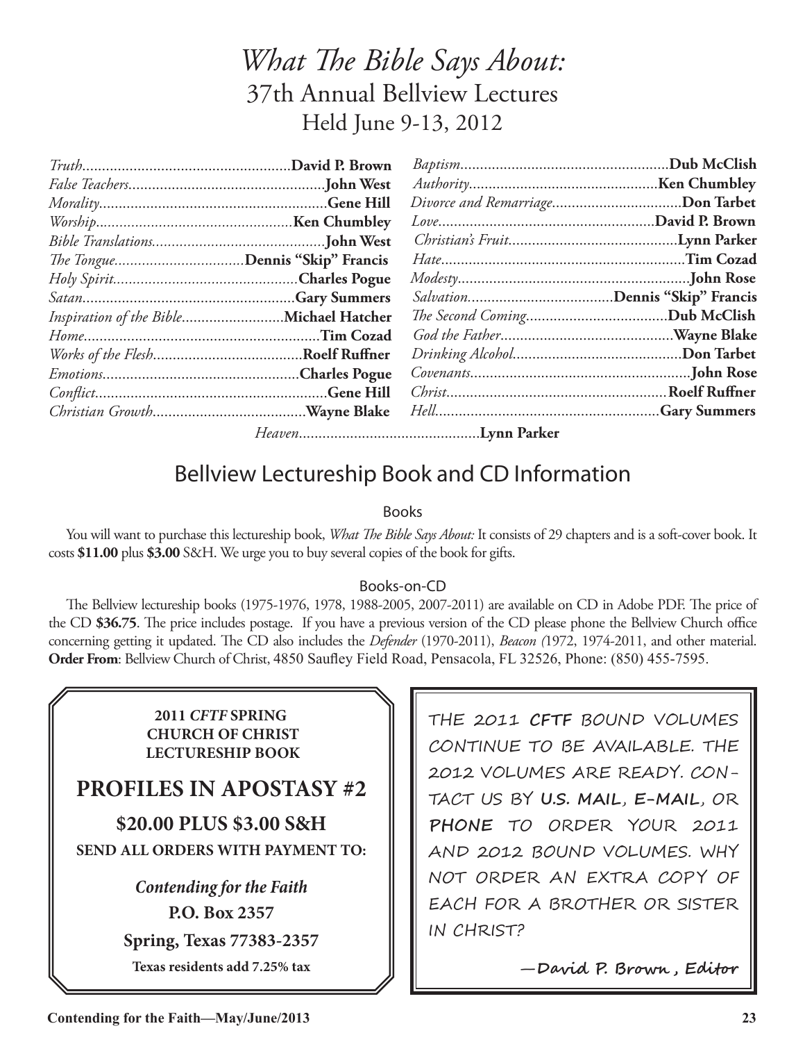# *What The Bible Says About:*

## 37th Annual Bellview Lectures

### Held June 9-13, 2012

*Truth*....................................................**David P. Brown**
*False Teachers*.................................................**John West**
*Morality*..........................................................**Gene Hill**
*Worship*.................................................**Ken Chumbley**
*Bible Translations*...........................................**John West**
*The Tongue*.................................**Dennis "Skip" Francis**
*Holy Spirit*..............................................**Charles Pogue**
*Satan*......................................................**Gary Summers**
*Inspiration of the Bible*..........................**Michael Hatcher**
*Home*............................................................**Tim Cozad**
*Works of the Flesh*......................................**Roelf Ruffner**
*Emotions*..................................................**Charles Pogue**
*Conflict*...........................................................**Gene Hill**
*Christian Growth*.......................................**Wayne Blake**
*Baptism*....................................................**Dub McClish**
*Authority*................................................**Ken Chumbley**
*Divorce and Remarriage*.................................**Don Tarbet**
*Love*......................................................**David P. Brown**
*Christian's Fruit*...........................................**Lynn Parker**
*Hate*..............................................................**Tim Cozad**
*Modesty*...........................................................**John Rose**
*Salvation*.....................................**Dennis "Skip" Francis**
*The Second Coming*....................................**Dub McClish**
*God the Father*............................................**Wayne Blake**
*Drinking Alcohol*...........................................**Don Tarbet**
*Covenants*........................................................**John Rose**
*Christ*........................................................**Roelf Ruffner**
*Hell*.........................................................**Gary Summers**
*Heaven*.............................................**Lynn Parker**

## Bellview Lectureship Book and CD Information

### Books

You will want to purchase this lectureship book, *What The Bible Says About:* It consists of 29 chapters and is a soft-cover book. It costs **$11.00** plus **$3.00** S&H. We urge you to buy several copies of the book for gifts.

### Books-on-CD

The Bellview lectureship books (1975-1976, 1978, 1988-2005, 2007-2011) are available on CD in Adobe PDF. The price of the CD **$36.75**. The price includes postage. If you have a previous version of the CD please phone the Bellview Church office concerning getting it updated. The CD also includes the *Defender* (1970-2011), *Beacon (*1972, 1974-2011, and other material. **Order From**: Bellview Church of Christ, 4850 Saufley Field Road, Pensacola, FL 32526, Phone: (850) 455-7595.

**2011 *CFTF* SPRING CHURCH OF CHRIST LECTURESHIP BOOK**

**PROFILES IN APOSTASY #2**

**$20.00 PLUS $3.00 S&H**

**SEND ALL ORDERS WITH PAYMENT TO:**

***Contending for the Faith***
**P.O. Box 2357**
**Spring, Texas 77383-2357**

**Texas residents add 7.25% tax**

THE 2011 **CFTF** BOUND VOLUMES CONTINUE TO BE AVAILABLE. THE 2012 VOLUMES ARE READY. CONTACT US BY **U.S. MAIL**, **E-MAIL**, OR **PHONE** TO ORDER YOUR 2011 AND 2012 BOUND VOLUMES. WHY NOT ORDER AN EXTRA COPY OF EACH FOR A BROTHER OR SISTER IN CHRIST?

**—David P. Brown , Editor**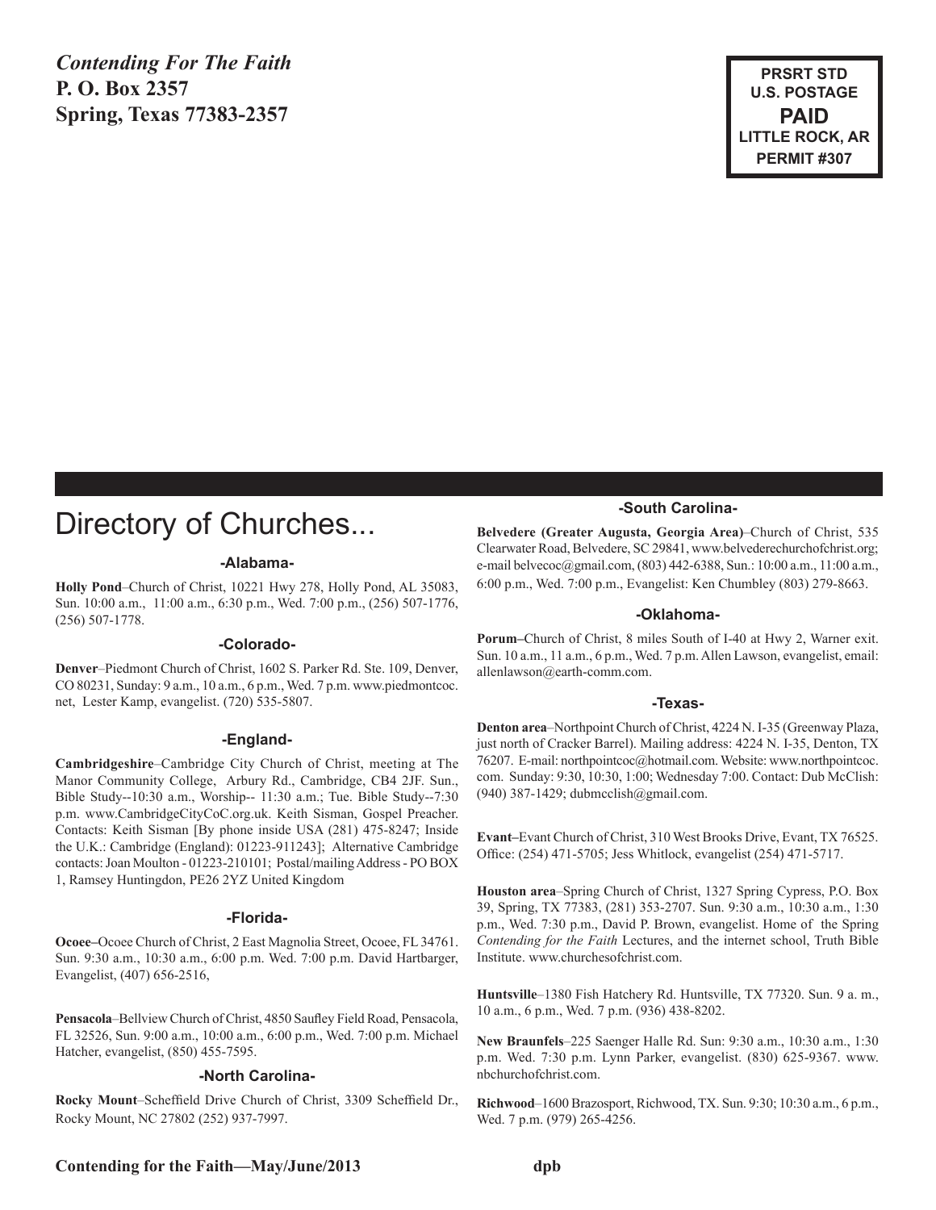*Contending For The Faith*
**P. O. Box 2357**
**Spring, Texas 77383-2357**

PRSRT STD
U.S. POSTAGE
**PAID**
LITTLE ROCK, AR
PERMIT #307

# Directory of Churches...

### -Alabama-

**Holly Pond**–Church of Christ, 10221 Hwy 278, Holly Pond, AL 35083, Sun. 10:00 a.m., 11:00 a.m., 6:30 p.m., Wed. 7:00 p.m., (256) 507-1776, (256) 507-1778.

### -Colorado-

**Denver**–Piedmont Church of Christ, 1602 S. Parker Rd. Ste. 109, Denver, CO 80231, Sunday: 9 a.m., 10 a.m., 6 p.m., Wed. 7 p.m. www.piedmontcoc.net, Lester Kamp, evangelist. (720) 535-5807.

### -England-

**Cambridgeshire**–Cambridge City Church of Christ, meeting at The Manor Community College, Arbury Rd., Cambridge, CB4 2JF. Sun., Bible Study--10:30 a.m., Worship-- 11:30 a.m.; Tue. Bible Study--7:30 p.m. www.CambridgeCityCoC.org.uk. Keith Sisman, Gospel Preacher. Contacts: Keith Sisman [By phone inside USA (281) 475-8247; Inside the U.K.: Cambridge (England): 01223-911243]; Alternative Cambridge contacts: Joan Moulton - 01223-210101; Postal/mailing Address - PO BOX 1, Ramsey Huntingdon, PE26 2YZ United Kingdom

### -Florida-

**Ocoee–**Ocoee Church of Christ, 2 East Magnolia Street, Ocoee, FL 34761. Sun. 9:30 a.m., 10:30 a.m., 6:00 p.m. Wed. 7:00 p.m. David Hartbarger, Evangelist, (407) 656-2516,

**Pensacola**–Bellview Church of Christ, 4850 Saufley Field Road, Pensacola, FL 32526, Sun. 9:00 a.m., 10:00 a.m., 6:00 p.m., Wed. 7:00 p.m. Michael Hatcher, evangelist, (850) 455-7595.

### -North Carolina-

**Rocky Mount**–Scheffield Drive Church of Christ, 3309 Scheffield Dr., Rocky Mount, NC 27802 (252) 937-7997.

### -South Carolina-

**Belvedere (Greater Augusta, Georgia Area)**–Church of Christ, 535 Clearwater Road, Belvedere, SC 29841, www.belvederechurchofchrist.org; e-mail belvecoc@gmail.com, (803) 442-6388, Sun.: 10:00 a.m., 11:00 a.m., 6:00 p.m., Wed. 7:00 p.m., Evangelist: Ken Chumbley (803) 279-8663.

### -Oklahoma-

**Porum–**Church of Christ, 8 miles South of I-40 at Hwy 2, Warner exit. Sun. 10 a.m., 11 a.m., 6 p.m., Wed. 7 p.m. Allen Lawson, evangelist, email: allenlawson@earth-comm.com.

### -Texas-

**Denton area**–Northpoint Church of Christ, 4224 N. I-35 (Greenway Plaza, just north of Cracker Barrel). Mailing address: 4224 N. I-35, Denton, TX 76207. E-mail: northpointcoc@hotmail.com. Website: www.northpointcoc.com. Sunday: 9:30, 10:30, 1:00; Wednesday 7:00. Contact: Dub McClish: (940) 387-1429; dubmcclish@gmail.com.

**Evant–**Evant Church of Christ, 310 West Brooks Drive, Evant, TX 76525. Office: (254) 471-5705; Jess Whitlock, evangelist (254) 471-5717.

**Houston area**–Spring Church of Christ, 1327 Spring Cypress, P.O. Box 39, Spring, TX 77383, (281) 353-2707. Sun. 9:30 a.m., 10:30 a.m., 1:30 p.m., Wed. 7:30 p.m., David P. Brown, evangelist. Home of the Spring *Contending for the Faith* Lectures, and the internet school, Truth Bible Institute. www.churchesofchrist.com.

**Huntsville**–1380 Fish Hatchery Rd. Huntsville, TX 77320. Sun. 9 a. m., 10 a.m., 6 p.m., Wed. 7 p.m. (936) 438-8202.

**New Braunfels**–225 Saenger Halle Rd. Sun: 9:30 a.m., 10:30 a.m., 1:30 p.m. Wed. 7:30 p.m. Lynn Parker, evangelist. (830) 625-9367. www.nbchurchofchrist.com.

**Richwood**–1600 Brazosport, Richwood, TX. Sun. 9:30; 10:30 a.m., 6 p.m., Wed. 7 p.m. (979) 265-4256.

dpb